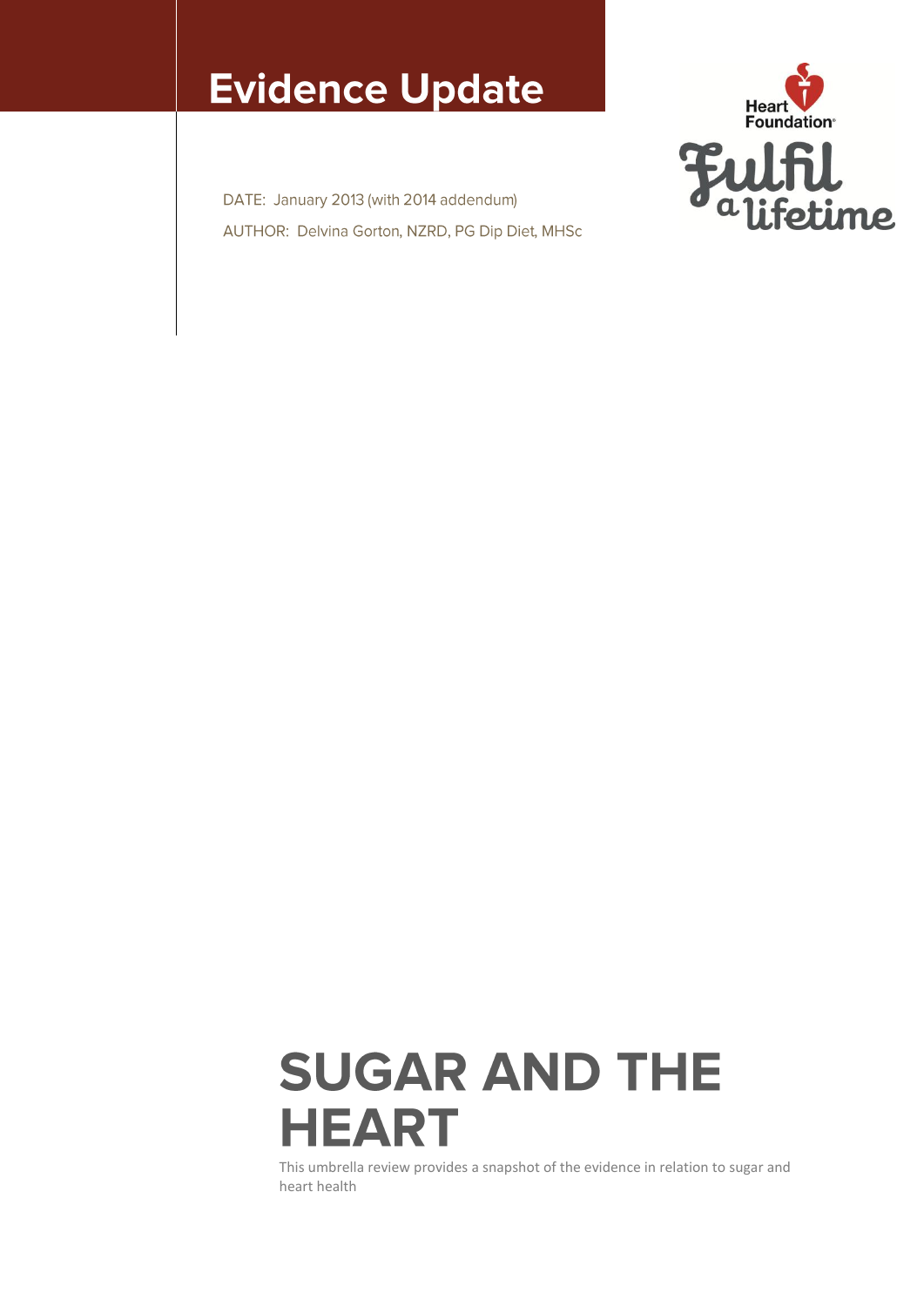# Evidence Update

DATE: January 2013 (with 2014 addendum)

AUTHOR: Delvina Gorton, NZRD, PG Dip Diet, MHSc

Heart Foundation

Fulfil a lifetime

# SUGAR AND THE HEART

This umbrella review provides a snapshot of the evidence in relation to sugar and heart health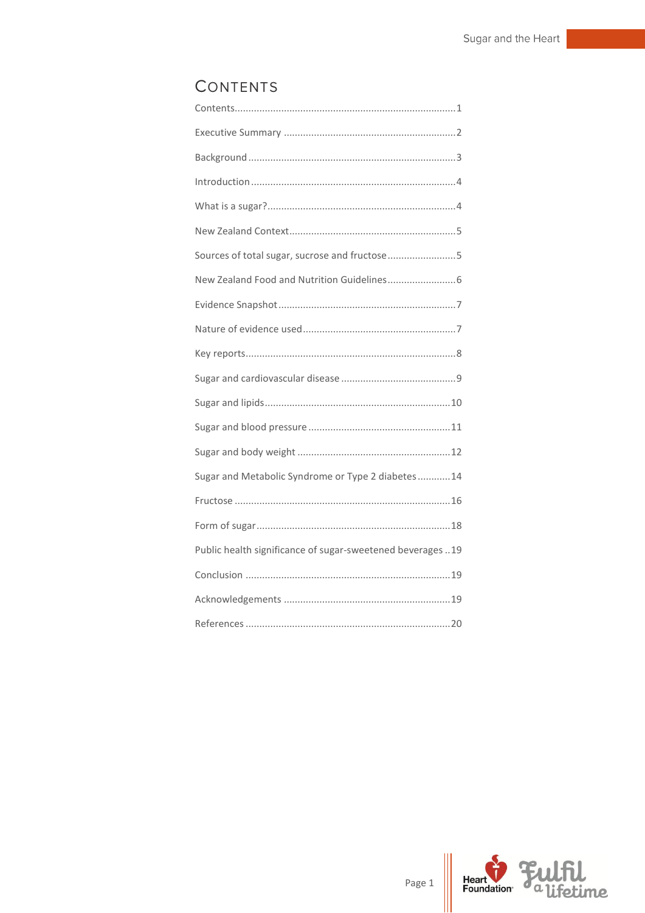# Contents

Contents........................................................................1

Executive Summary ..............................................................2

Background .......................................................................3

Introduction ......................................................................4

What is a sugar?.................................................................4

New Zealand Context...........................................................5

Sources of total sugar, sucrose and fructose.........................5

New Zealand Food and Nutrition Guidelines.........................6

Evidence Snapshot ..............................................................7

Nature of evidence used......................................................7

Key reports.........................................................................8

Sugar and cardiovascular disease .........................................9

Sugar and lipids..................................................................10

Sugar and blood pressure ....................................................11

Sugar and body weight .......................................................12

Sugar and Metabolic Syndrome or Type 2 diabetes...........14

Fructose ............................................................................16

Form of sugar.....................................................................18

Public health significance of sugar-sweetened beverages ..19

Conclusion .........................................................................19

Acknowledgements ............................................................19

References .........................................................................20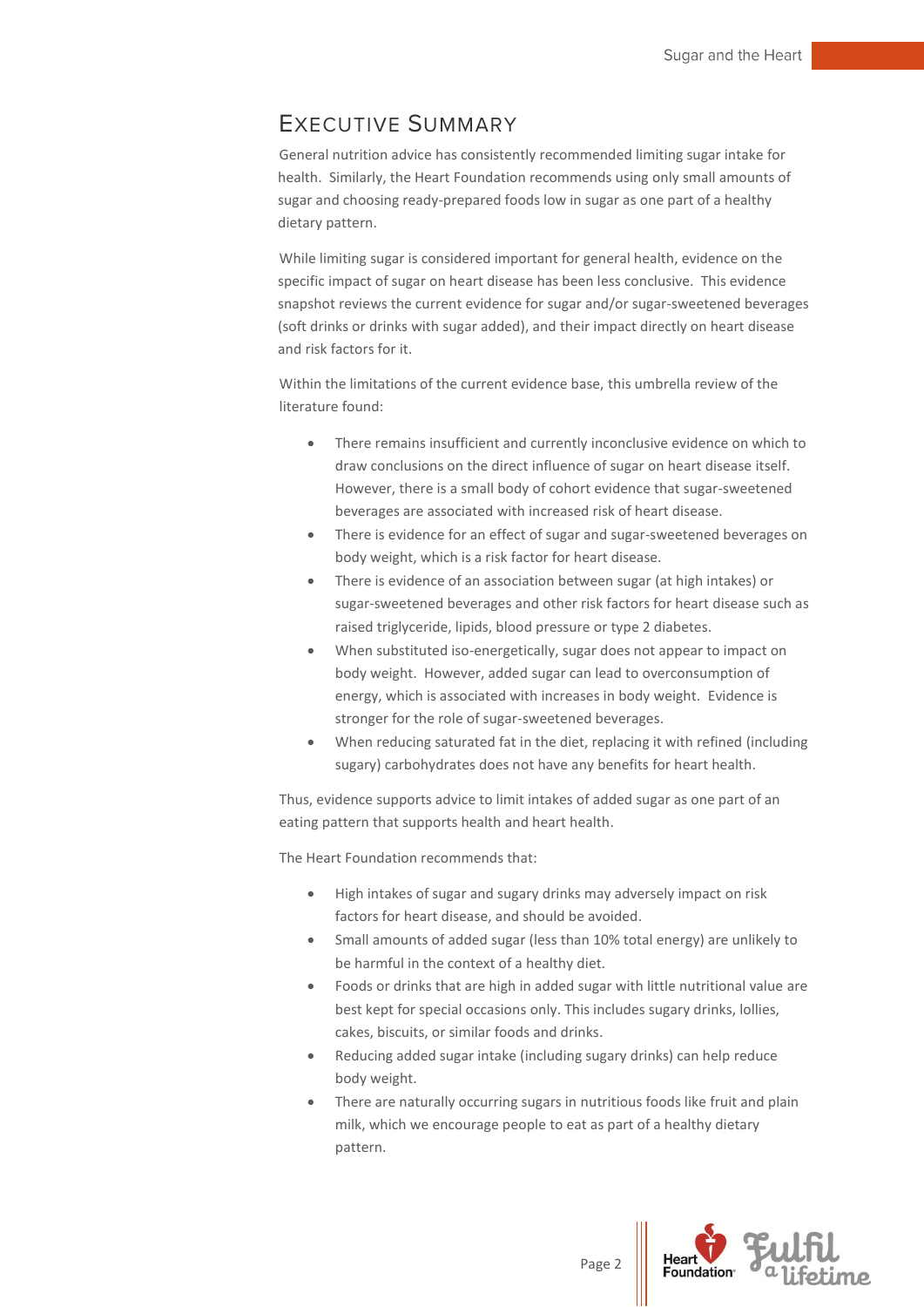# Executive Summary

General nutrition advice has consistently recommended limiting sugar intake for health. Similarly, the Heart Foundation recommends using only small amounts of sugar and choosing ready-prepared foods low in sugar as one part of a healthy dietary pattern.

While limiting sugar is considered important for general health, evidence on the specific impact of sugar on heart disease has been less conclusive. This evidence snapshot reviews the current evidence for sugar and/or sugar-sweetened beverages (soft drinks or drinks with sugar added), and their impact directly on heart disease and risk factors for it.

Within the limitations of the current evidence base, this umbrella review of the literature found:

- There remains insufficient and currently inconclusive evidence on which to draw conclusions on the direct influence of sugar on heart disease itself. However, there is a small body of cohort evidence that sugar-sweetened beverages are associated with increased risk of heart disease.
- There is evidence for an effect of sugar and sugar-sweetened beverages on body weight, which is a risk factor for heart disease.
- There is evidence of an association between sugar (at high intakes) or sugar-sweetened beverages and other risk factors for heart disease such as raised triglyceride, lipids, blood pressure or type 2 diabetes.
- When substituted iso-energetically, sugar does not appear to impact on body weight. However, added sugar can lead to overconsumption of energy, which is associated with increases in body weight. Evidence is stronger for the role of sugar-sweetened beverages.
- When reducing saturated fat in the diet, replacing it with refined (including sugary) carbohydrates does not have any benefits for heart health.

Thus, evidence supports advice to limit intakes of added sugar as one part of an eating pattern that supports health and heart health.

The Heart Foundation recommends that:

- High intakes of sugar and sugary drinks may adversely impact on risk factors for heart disease, and should be avoided.
- Small amounts of added sugar (less than 10% total energy) are unlikely to be harmful in the context of a healthy diet.
- Foods or drinks that are high in added sugar with little nutritional value are best kept for special occasions only. This includes sugary drinks, lollies, cakes, biscuits, or similar foods and drinks.
- Reducing added sugar intake (including sugary drinks) can help reduce body weight.
- There are naturally occurring sugars in nutritious foods like fruit and plain milk, which we encourage people to eat as part of a healthy dietary pattern.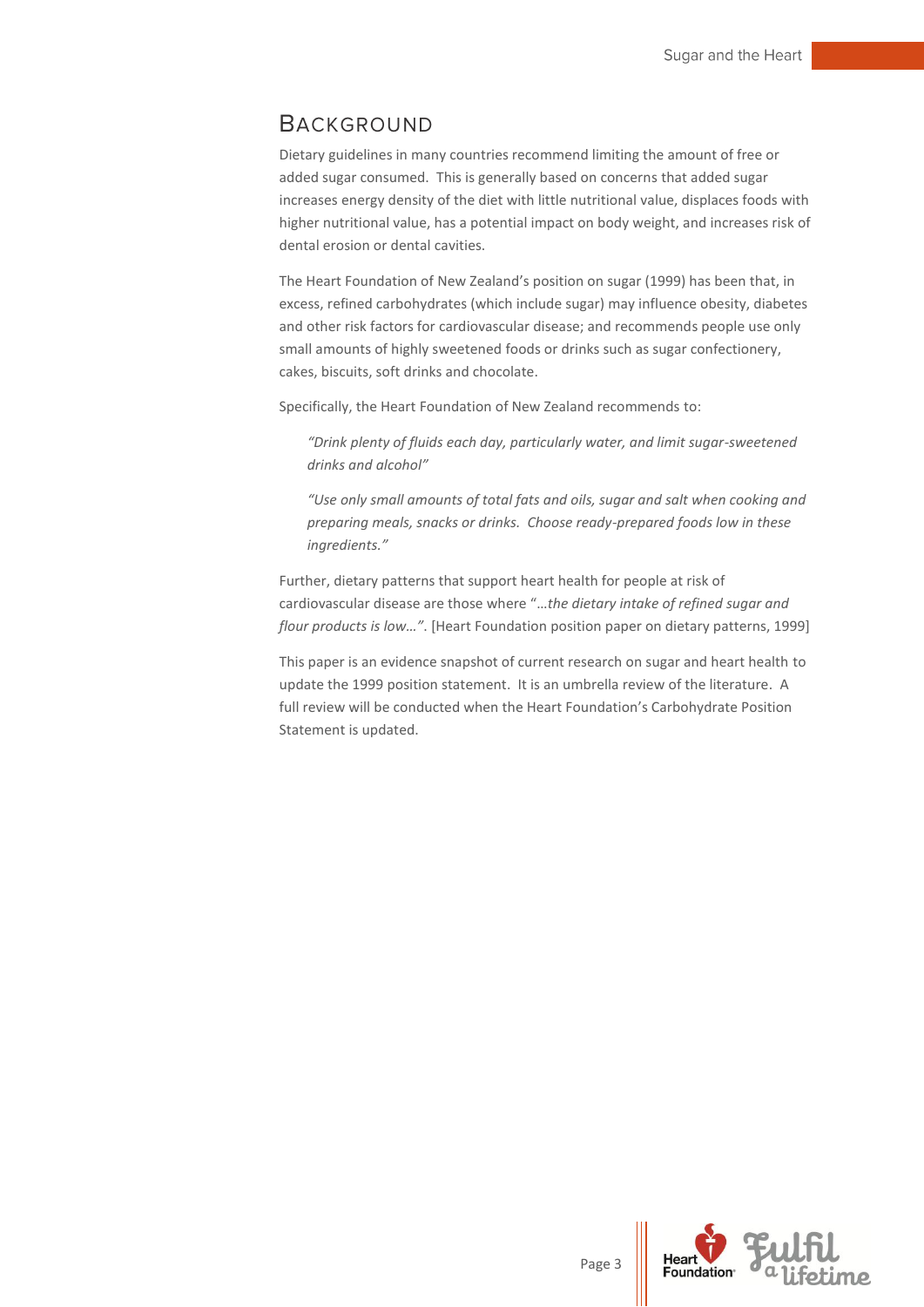# BACKGROUND

Dietary guidelines in many countries recommend limiting the amount of free or added sugar consumed. This is generally based on concerns that added sugar increases energy density of the diet with little nutritional value, displaces foods with higher nutritional value, has a potential impact on body weight, and increases risk of dental erosion or dental cavities.

The Heart Foundation of New Zealand's position on sugar (1999) has been that, in excess, refined carbohydrates (which include sugar) may influence obesity, diabetes and other risk factors for cardiovascular disease; and recommends people use only small amounts of highly sweetened foods or drinks such as sugar confectionery, cakes, biscuits, soft drinks and chocolate.

Specifically, the Heart Foundation of New Zealand recommends to:

> *"Drink plenty of fluids each day, particularly water, and limit sugar-sweetened drinks and alcohol"*
>
> *"Use only small amounts of total fats and oils, sugar and salt when cooking and preparing meals, snacks or drinks. Choose ready-prepared foods low in these ingredients."*

Further, dietary patterns that support heart health for people at risk of cardiovascular disease are those where "*…the dietary intake of refined sugar and flour products is low…"*. [Heart Foundation position paper on dietary patterns, 1999]

This paper is an evidence snapshot of current research on sugar and heart health to update the 1999 position statement. It is an umbrella review of the literature. A full review will be conducted when the Heart Foundation's Carbohydrate Position Statement is updated.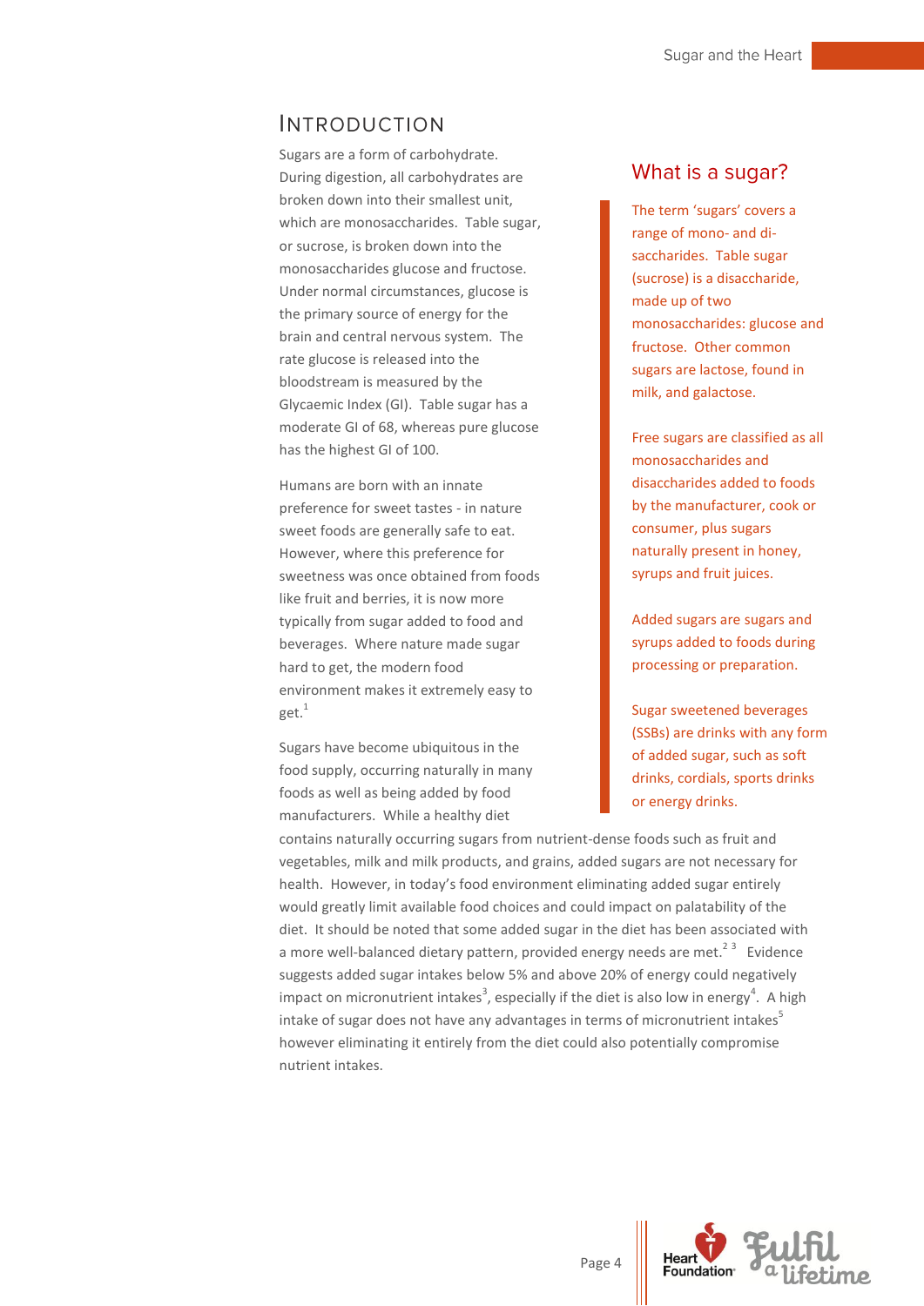# Introduction

Sugars are a form of carbohydrate. During digestion, all carbohydrates are broken down into their smallest unit, which are monosaccharides. Table sugar, or sucrose, is broken down into the monosaccharides glucose and fructose. Under normal circumstances, glucose is the primary source of energy for the brain and central nervous system. The rate glucose is released into the bloodstream is measured by the Glycaemic Index (GI). Table sugar has a moderate GI of 68, whereas pure glucose has the highest GI of 100.

Humans are born with an innate preference for sweet tastes - in nature sweet foods are generally safe to eat. However, where this preference for sweetness was once obtained from foods like fruit and berries, it is now more typically from sugar added to food and beverages. Where nature made sugar hard to get, the modern food environment makes it extremely easy to get.[1]

Sugars have become ubiquitous in the food supply, occurring naturally in many foods as well as being added by food manufacturers. While a healthy diet contains naturally occurring sugars from nutrient-dense foods such as fruit and vegetables, milk and milk products, and grains, added sugars are not necessary for health. However, in today's food environment eliminating added sugar entirely would greatly limit available food choices and could impact on palatability of the diet. It should be noted that some added sugar in the diet has been associated with a more well-balanced dietary pattern, provided energy needs are met.[2,3] Evidence suggests added sugar intakes below 5% and above 20% of energy could negatively impact on micronutrient intakes[3], especially if the diet is also low in energy[4]. A high intake of sugar does not have any advantages in terms of micronutrient intakes[5] however eliminating it entirely from the diet could also potentially compromise nutrient intakes.

## What is a sugar?

The term 'sugars' covers a range of mono- and di-saccharides. Table sugar (sucrose) is a disaccharide, made up of two monosaccharides: glucose and fructose. Other common sugars are lactose, found in milk, and galactose.

Free sugars are classified as all monosaccharides and disaccharides added to foods by the manufacturer, cook or consumer, plus sugars naturally present in honey, syrups and fruit juices.

Added sugars are sugars and syrups added to foods during processing or preparation.

Sugar sweetened beverages (SSBs) are drinks with any form of added sugar, such as soft drinks, cordials, sports drinks or energy drinks.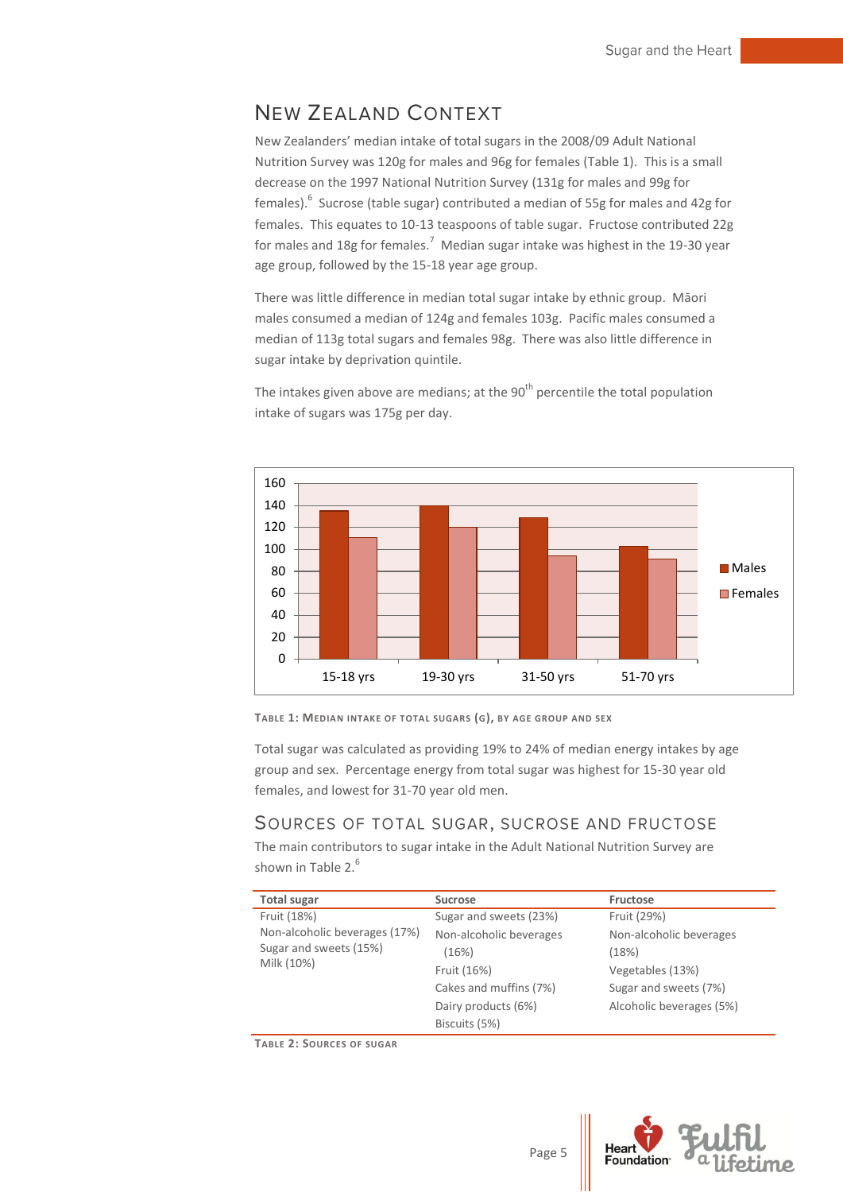## New Zealand Context

New Zealanders' median intake of total sugars in the 2008/09 Adult National Nutrition Survey was 120g for males and 96g for females (Table 1). This is a small decrease on the 1997 National Nutrition Survey (131g for males and 99g for females).[6] Sucrose (table sugar) contributed a median of 55g for males and 42g for females. This equates to 10-13 teaspoons of table sugar. Fructose contributed 22g for males and 18g for females.[7] Median sugar intake was highest in the 19-30 year age group, followed by the 15-18 year age group.

There was little difference in median total sugar intake by ethnic group. Māori males consumed a median of 124g and females 103g. Pacific males consumed a median of 113g total sugars and females 98g. There was also little difference in sugar intake by deprivation quintile.

The intakes given above are medians; at the 90th percentile the total population intake of sugars was 175g per day.

**Table 1: Median intake of total sugars (g), by age group and sex**

Total sugar was calculated as providing 19% to 24% of median energy intakes by age group and sex. Percentage energy from total sugar was highest for 15-30 year old females, and lowest for 31-70 year old men.

## Sources of Total Sugar, Sucrose and Fructose

The main contributors to sugar intake in the Adult National Nutrition Survey are shown in Table 2.[6]

| Total sugar | Sucrose | Fructose |
|---|---|---|
| Fruit (18%) | Sugar and sweets (23%) | Fruit (29%) |
| Non-alcoholic beverages (17%) | Non-alcoholic beverages (16%) | Non-alcoholic beverages (18%) |
| Sugar and sweets (15%) | Fruit (16%) | Vegetables (13%) |
| Milk (10%) | Cakes and muffins (7%) | Sugar and sweets (7%) |
| | Dairy products (6%) | Alcoholic beverages (5%) |
| | Biscuits (5%) | |

**Table 2: Sources of sugar**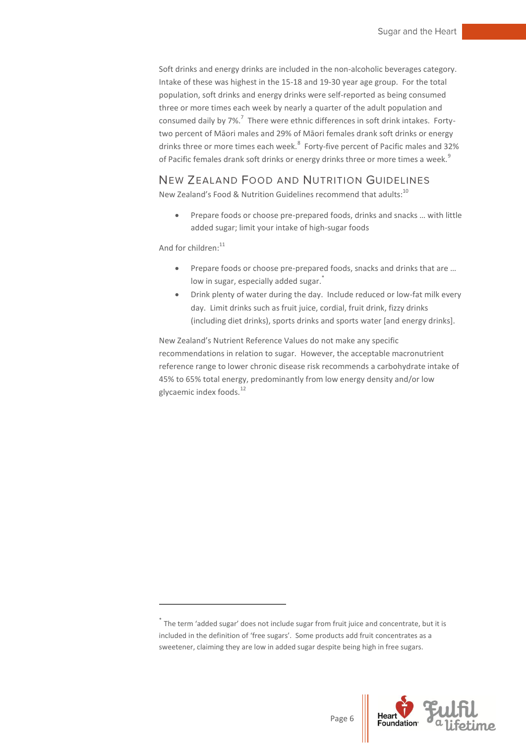Soft drinks and energy drinks are included in the non-alcoholic beverages category. Intake of these was highest in the 15-18 and 19-30 year age group. For the total population, soft drinks and energy drinks were self-reported as being consumed three or more times each week by nearly a quarter of the adult population and consumed daily by 7%.[7] There were ethnic differences in soft drink intakes. Forty-two percent of Māori males and 29% of Māori females drank soft drinks or energy drinks three or more times each week.[8] Forty-five percent of Pacific males and 32% of Pacific females drank soft drinks or energy drinks three or more times a week.[9]

## New Zealand Food and Nutrition Guidelines

New Zealand's Food & Nutrition Guidelines recommend that adults:[10]

- Prepare foods or choose pre-prepared foods, drinks and snacks … with little added sugar; limit your intake of high-sugar foods

And for children:[11]

- Prepare foods or choose pre-prepared foods, snacks and drinks that are … low in sugar, especially added sugar.[*]
- Drink plenty of water during the day. Include reduced or low-fat milk every day. Limit drinks such as fruit juice, cordial, fruit drink, fizzy drinks (including diet drinks), sports drinks and sports water [and energy drinks].

New Zealand's Nutrient Reference Values do not make any specific recommendations in relation to sugar. However, the acceptable macronutrient reference range to lower chronic disease risk recommends a carbohydrate intake of 45% to 65% total energy, predominantly from low energy density and/or low glycaemic index foods.[12]

---

[*] The term 'added sugar' does not include sugar from fruit juice and concentrate, but it is included in the definition of 'free sugars'. Some products add fruit concentrates as a sweetener, claiming they are low in added sugar despite being high in free sugars.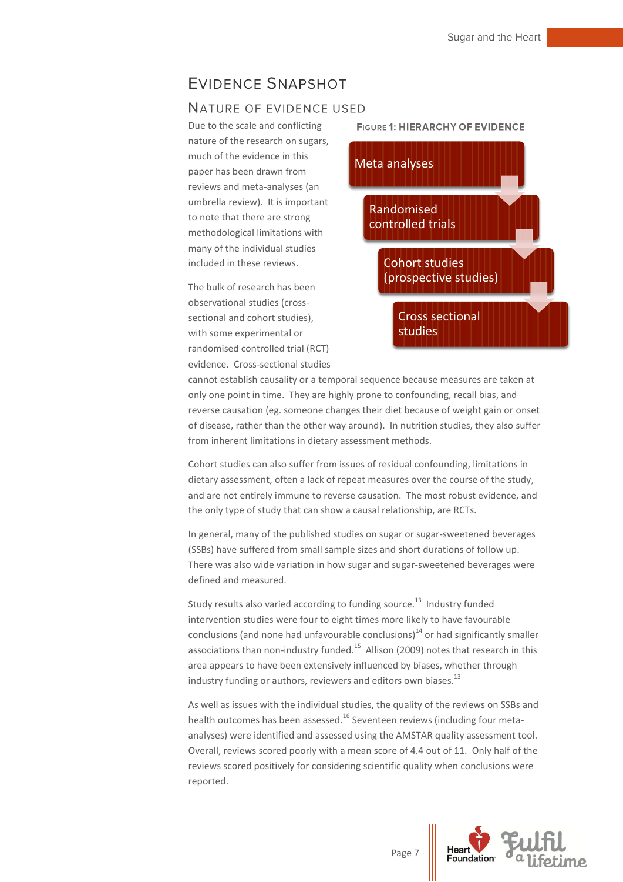# Evidence Snapshot

## Nature of Evidence Used

Due to the scale and conflicting nature of the research on sugars, much of the evidence in this paper has been drawn from reviews and meta-analyses (an umbrella review). It is important to note that there are strong methodological limitations with many of the individual studies included in these reviews.

**Figure 1: Hierarchy of Evidence**

- Meta analyses
- Randomised controlled trials
- Cohort studies (prospective studies)
- Cross sectional studies

The bulk of research has been observational studies (cross-sectional and cohort studies), with some experimental or randomised controlled trial (RCT) evidence. Cross-sectional studies cannot establish causality or a temporal sequence because measures are taken at only one point in time. They are highly prone to confounding, recall bias, and reverse causation (eg. someone changes their diet because of weight gain or onset of disease, rather than the other way around). In nutrition studies, they also suffer from inherent limitations in dietary assessment methods.

Cohort studies can also suffer from issues of residual confounding, limitations in dietary assessment, often a lack of repeat measures over the course of the study, and are not entirely immune to reverse causation. The most robust evidence, and the only type of study that can show a causal relationship, are RCTs.

In general, many of the published studies on sugar or sugar-sweetened beverages (SSBs) have suffered from small sample sizes and short durations of follow up. There was also wide variation in how sugar and sugar-sweetened beverages were defined and measured.

Study results also varied according to funding source.[13] Industry funded intervention studies were four to eight times more likely to have favourable conclusions (and none had unfavourable conclusions)[14] or had significantly smaller associations than non-industry funded.[15] Allison (2009) notes that research in this area appears to have been extensively influenced by biases, whether through industry funding or authors, reviewers and editors own biases.[13]

As well as issues with the individual studies, the quality of the reviews on SSBs and health outcomes has been assessed.[16] Seventeen reviews (including four meta-analyses) were identified and assessed using the AMSTAR quality assessment tool. Overall, reviews scored poorly with a mean score of 4.4 out of 11. Only half of the reviews scored positively for considering scientific quality when conclusions were reported.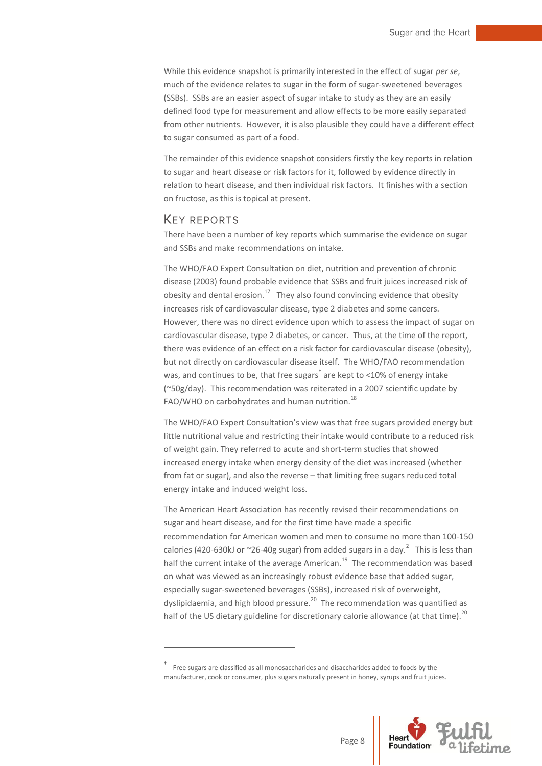While this evidence snapshot is primarily interested in the effect of sugar *per se*, much of the evidence relates to sugar in the form of sugar-sweetened beverages (SSBs). SSBs are an easier aspect of sugar intake to study as they are an easily defined food type for measurement and allow effects to be more easily separated from other nutrients. However, it is also plausible they could have a different effect to sugar consumed as part of a food.

The remainder of this evidence snapshot considers firstly the key reports in relation to sugar and heart disease or risk factors for it, followed by evidence directly in relation to heart disease, and then individual risk factors. It finishes with a section on fructose, as this is topical at present.

## Key reports

There have been a number of key reports which summarise the evidence on sugar and SSBs and make recommendations on intake.

The WHO/FAO Expert Consultation on diet, nutrition and prevention of chronic disease (2003) found probable evidence that SSBs and fruit juices increased risk of obesity and dental erosion.[17] They also found convincing evidence that obesity increases risk of cardiovascular disease, type 2 diabetes and some cancers. However, there was no direct evidence upon which to assess the impact of sugar on cardiovascular disease, type 2 diabetes, or cancer. Thus, at the time of the report, there was evidence of an effect on a risk factor for cardiovascular disease (obesity), but not directly on cardiovascular disease itself. The WHO/FAO recommendation was, and continues to be, that free sugars[†] are kept to <10% of energy intake (~50g/day). This recommendation was reiterated in a 2007 scientific update by FAO/WHO on carbohydrates and human nutrition.[18]

The WHO/FAO Expert Consultation's view was that free sugars provided energy but little nutritional value and restricting their intake would contribute to a reduced risk of weight gain. They referred to acute and short-term studies that showed increased energy intake when energy density of the diet was increased (whether from fat or sugar), and also the reverse – that limiting free sugars reduced total energy intake and induced weight loss.

The American Heart Association has recently revised their recommendations on sugar and heart disease, and for the first time have made a specific recommendation for American women and men to consume no more than 100-150 calories (420-630kJ or ~26-40g sugar) from added sugars in a day.[2] This is less than half the current intake of the average American.[19] The recommendation was based on what was viewed as an increasingly robust evidence base that added sugar, especially sugar-sweetened beverages (SSBs), increased risk of overweight, dyslipidaemia, and high blood pressure.[20] The recommendation was quantified as half of the US dietary guideline for discretionary calorie allowance (at that time).[20]

---

[†] Free sugars are classified as all monosaccharides and disaccharides added to foods by the manufacturer, cook or consumer, plus sugars naturally present in honey, syrups and fruit juices.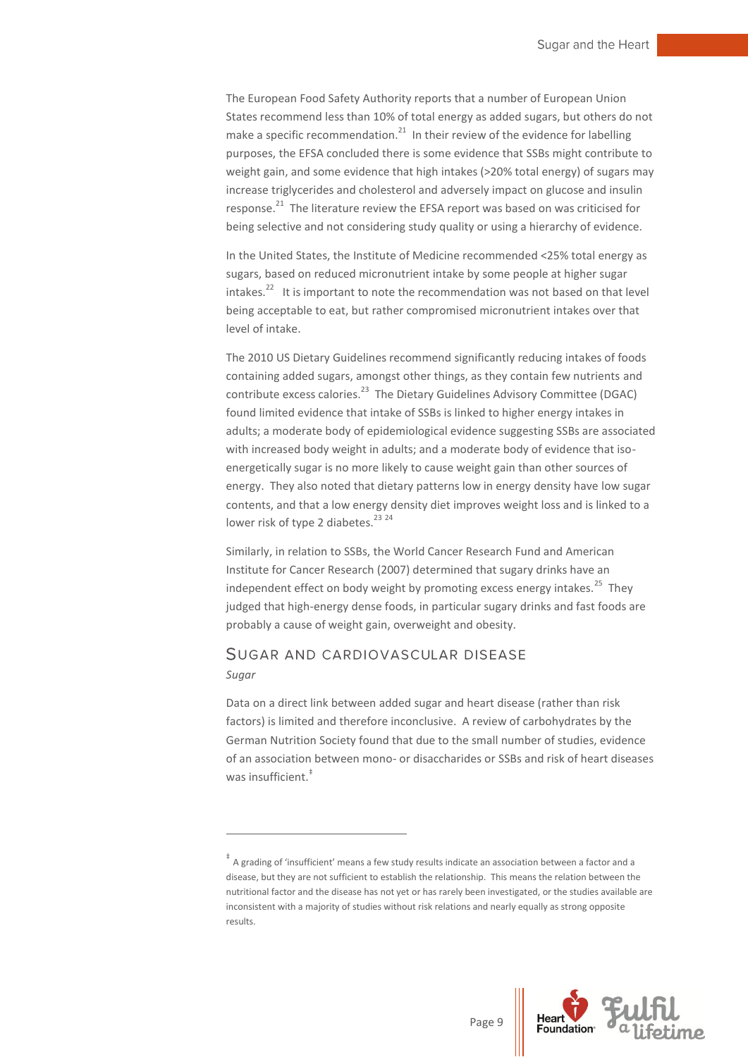The European Food Safety Authority reports that a number of European Union States recommend less than 10% of total energy as added sugars, but others do not make a specific recommendation.[21] In their review of the evidence for labelling purposes, the EFSA concluded there is some evidence that SSBs might contribute to weight gain, and some evidence that high intakes (>20% total energy) of sugars may increase triglycerides and cholesterol and adversely impact on glucose and insulin response.[21] The literature review the EFSA report was based on was criticised for being selective and not considering study quality or using a hierarchy of evidence.

In the United States, the Institute of Medicine recommended <25% total energy as sugars, based on reduced micronutrient intake by some people at higher sugar intakes.[22] It is important to note the recommendation was not based on that level being acceptable to eat, but rather compromised micronutrient intakes over that level of intake.

The 2010 US Dietary Guidelines recommend significantly reducing intakes of foods containing added sugars, amongst other things, as they contain few nutrients and contribute excess calories.[23] The Dietary Guidelines Advisory Committee (DGAC) found limited evidence that intake of SSBs is linked to higher energy intakes in adults; a moderate body of epidemiological evidence suggesting SSBs are associated with increased body weight in adults; and a moderate body of evidence that iso-energetically sugar is no more likely to cause weight gain than other sources of energy. They also noted that dietary patterns low in energy density have low sugar contents, and that a low energy density diet improves weight loss and is linked to a lower risk of type 2 diabetes.[23 24]

Similarly, in relation to SSBs, the World Cancer Research Fund and American Institute for Cancer Research (2007) determined that sugary drinks have an independent effect on body weight by promoting excess energy intakes.[25] They judged that high-energy dense foods, in particular sugary drinks and fast foods are probably a cause of weight gain, overweight and obesity.

## Sugar and Cardiovascular Disease

*Sugar*

Data on a direct link between added sugar and heart disease (rather than risk factors) is limited and therefore inconclusive. A review of carbohydrates by the German Nutrition Society found that due to the small number of studies, evidence of an association between mono- or disaccharides or SSBs and risk of heart diseases was insufficient.[‡]

---

[‡] A grading of 'insufficient' means a few study results indicate an association between a factor and a disease, but they are not sufficient to establish the relationship. This means the relation between the nutritional factor and the disease has not yet or has rarely been investigated, or the studies available are inconsistent with a majority of studies without risk relations and nearly equally as strong opposite results.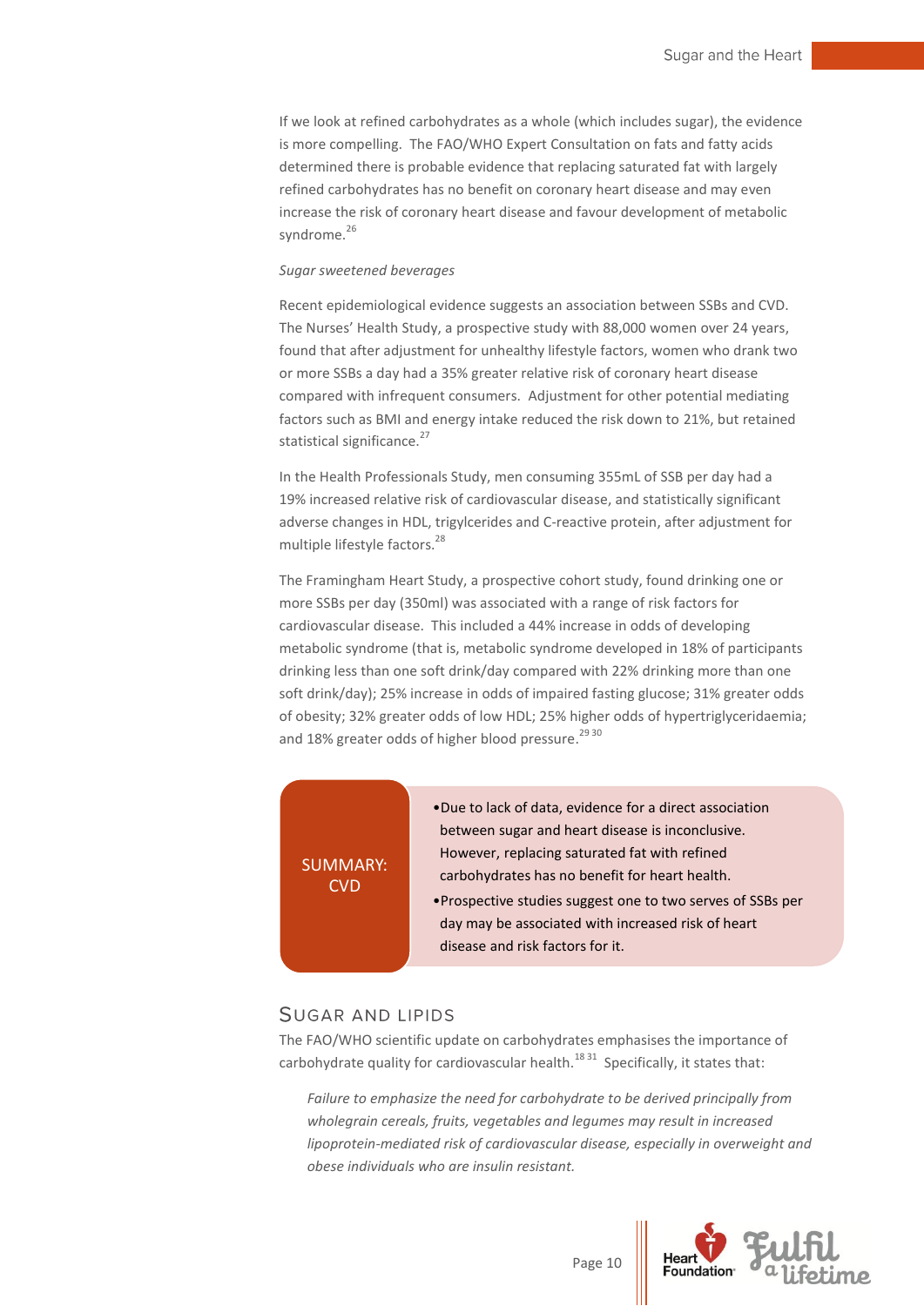If we look at refined carbohydrates as a whole (which includes sugar), the evidence is more compelling. The FAO/WHO Expert Consultation on fats and fatty acids determined there is probable evidence that replacing saturated fat with largely refined carbohydrates has no benefit on coronary heart disease and may even increase the risk of coronary heart disease and favour development of metabolic syndrome.[26]

*Sugar sweetened beverages*

Recent epidemiological evidence suggests an association between SSBs and CVD. The Nurses' Health Study, a prospective study with 88,000 women over 24 years, found that after adjustment for unhealthy lifestyle factors, women who drank two or more SSBs a day had a 35% greater relative risk of coronary heart disease compared with infrequent consumers. Adjustment for other potential mediating factors such as BMI and energy intake reduced the risk down to 21%, but retained statistical significance.[27]

In the Health Professionals Study, men consuming 355mL of SSB per day had a 19% increased relative risk of cardiovascular disease, and statistically significant adverse changes in HDL, trigylcerides and C-reactive protein, after adjustment for multiple lifestyle factors.[28]

The Framingham Heart Study, a prospective cohort study, found drinking one or more SSBs per day (350ml) was associated with a range of risk factors for cardiovascular disease. This included a 44% increase in odds of developing metabolic syndrome (that is, metabolic syndrome developed in 18% of participants drinking less than one soft drink/day compared with 22% drinking more than one soft drink/day); 25% increase in odds of impaired fasting glucose; 31% greater odds of obesity; 32% greater odds of low HDL; 25% higher odds of hypertriglyceridaemia; and 18% greater odds of higher blood pressure.[29 30]

**SUMMARY: CVD**

- Due to lack of data, evidence for a direct association between sugar and heart disease is inconclusive. However, replacing saturated fat with refined carbohydrates has no benefit for heart health.
- Prospective studies suggest one to two serves of SSBs per day may be associated with increased risk of heart disease and risk factors for it.

## Sugar and Lipids

The FAO/WHO scientific update on carbohydrates emphasises the importance of carbohydrate quality for cardiovascular health.[18 31] Specifically, it states that:

> *Failure to emphasize the need for carbohydrate to be derived principally from wholegrain cereals, fruits, vegetables and legumes may result in increased lipoprotein-mediated risk of cardiovascular disease, especially in overweight and obese individuals who are insulin resistant.*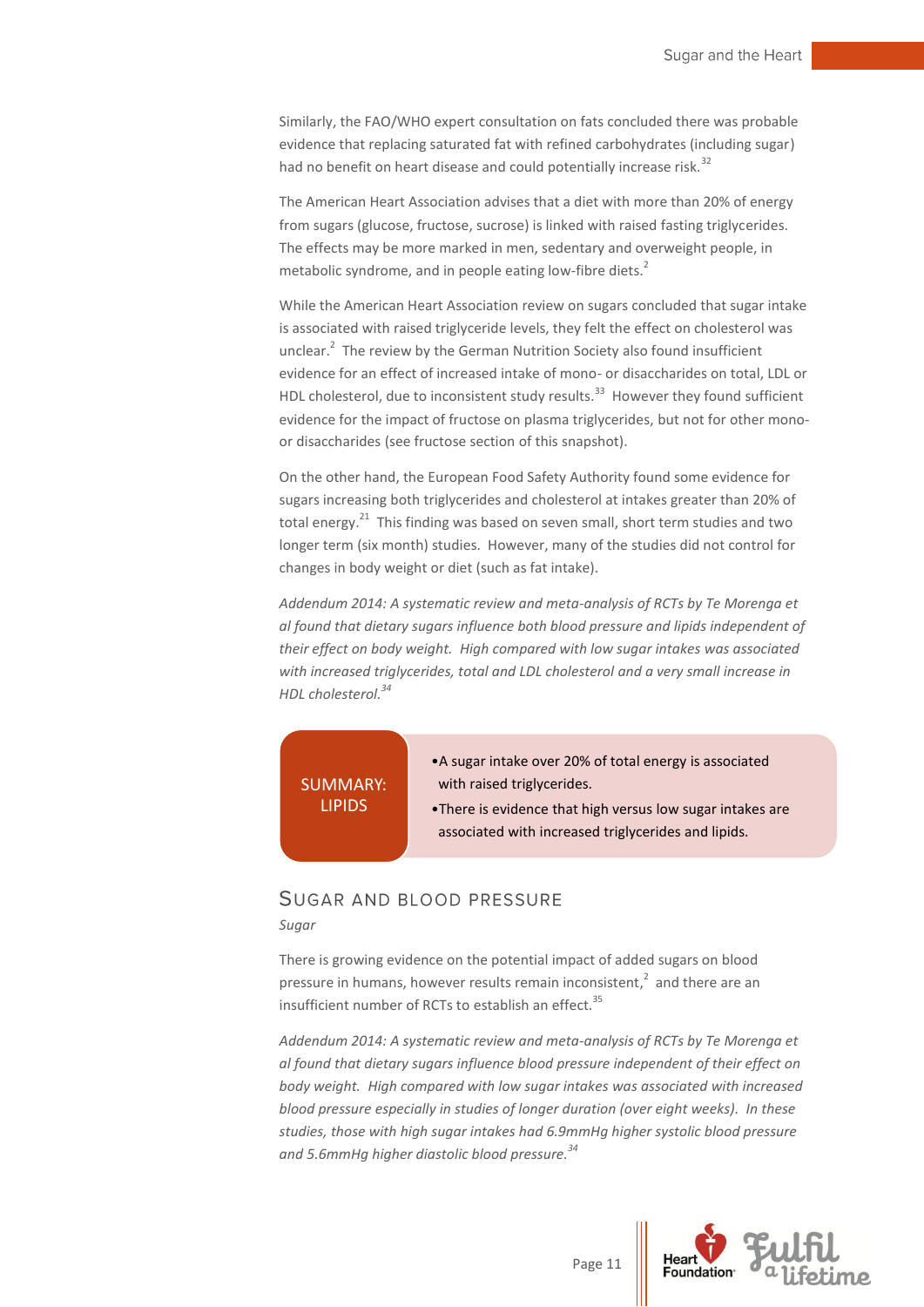Similarly, the FAO/WHO expert consultation on fats concluded there was probable evidence that replacing saturated fat with refined carbohydrates (including sugar) had no benefit on heart disease and could potentially increase risk.[32]

The American Heart Association advises that a diet with more than 20% of energy from sugars (glucose, fructose, sucrose) is linked with raised fasting triglycerides. The effects may be more marked in men, sedentary and overweight people, in metabolic syndrome, and in people eating low-fibre diets.[2]

While the American Heart Association review on sugars concluded that sugar intake is associated with raised triglyceride levels, they felt the effect on cholesterol was unclear.[2] The review by the German Nutrition Society also found insufficient evidence for an effect of increased intake of mono- or disaccharides on total, LDL or HDL cholesterol, due to inconsistent study results.[33] However they found sufficient evidence for the impact of fructose on plasma triglycerides, but not for other mono- or disaccharides (see fructose section of this snapshot).

On the other hand, the European Food Safety Authority found some evidence for sugars increasing both triglycerides and cholesterol at intakes greater than 20% of total energy.[21] This finding was based on seven small, short term studies and two longer term (six month) studies. However, many of the studies did not control for changes in body weight or diet (such as fat intake).

*Addendum 2014: A systematic review and meta-analysis of RCTs by Te Morenga et al found that dietary sugars influence both blood pressure and lipids independent of their effect on body weight. High compared with low sugar intakes was associated with increased triglycerides, total and LDL cholesterol and a very small increase in HDL cholesterol.*[34]

**SUMMARY: LIPIDS**

- A sugar intake over 20% of total energy is associated with raised triglycerides.
- There is evidence that high versus low sugar intakes are associated with increased triglycerides and lipids.

## Sugar and Blood Pressure

*Sugar*

There is growing evidence on the potential impact of added sugars on blood pressure in humans, however results remain inconsistent,[2] and there are an insufficient number of RCTs to establish an effect.[35]

*Addendum 2014: A systematic review and meta-analysis of RCTs by Te Morenga et al found that dietary sugars influence blood pressure independent of their effect on body weight. High compared with low sugar intakes was associated with increased blood pressure especially in studies of longer duration (over eight weeks). In these studies, those with high sugar intakes had 6.9mmHg higher systolic blood pressure and 5.6mmHg higher diastolic blood pressure.*[34]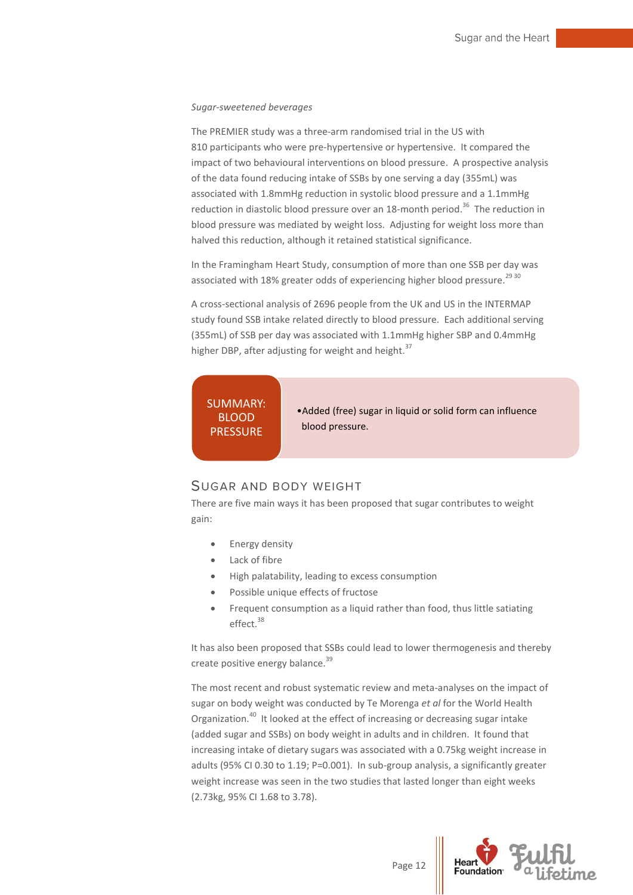*Sugar-sweetened beverages*

The PREMIER study was a three-arm randomised trial in the US with 810 participants who were pre-hypertensive or hypertensive. It compared the impact of two behavioural interventions on blood pressure. A prospective analysis of the data found reducing intake of SSBs by one serving a day (355mL) was associated with 1.8mmHg reduction in systolic blood pressure and a 1.1mmHg reduction in diastolic blood pressure over an 18-month period.[36] The reduction in blood pressure was mediated by weight loss. Adjusting for weight loss more than halved this reduction, although it retained statistical significance.

In the Framingham Heart Study, consumption of more than one SSB per day was associated with 18% greater odds of experiencing higher blood pressure.[29 30]

A cross-sectional analysis of 2696 people from the UK and US in the INTERMAP study found SSB intake related directly to blood pressure. Each additional serving (355mL) of SSB per day was associated with 1.1mmHg higher SBP and 0.4mmHg higher DBP, after adjusting for weight and height.[37]

| SUMMARY: BLOOD PRESSURE | • Added (free) sugar in liquid or solid form can influence blood pressure. |
|---|---|

## Sugar and Body Weight

There are five main ways it has been proposed that sugar contributes to weight gain:

- Energy density
- Lack of fibre
- High palatability, leading to excess consumption
- Possible unique effects of fructose
- Frequent consumption as a liquid rather than food, thus little satiating effect.[38]

It has also been proposed that SSBs could lead to lower thermogenesis and thereby create positive energy balance.[39]

The most recent and robust systematic review and meta-analyses on the impact of sugar on body weight was conducted by Te Morenga *et al* for the World Health Organization.[40] It looked at the effect of increasing or decreasing sugar intake (added sugar and SSBs) on body weight in adults and in children. It found that increasing intake of dietary sugars was associated with a 0.75kg weight increase in adults (95% CI 0.30 to 1.19; P=0.001). In sub-group analysis, a significantly greater weight increase was seen in the two studies that lasted longer than eight weeks (2.73kg, 95% CI 1.68 to 3.78).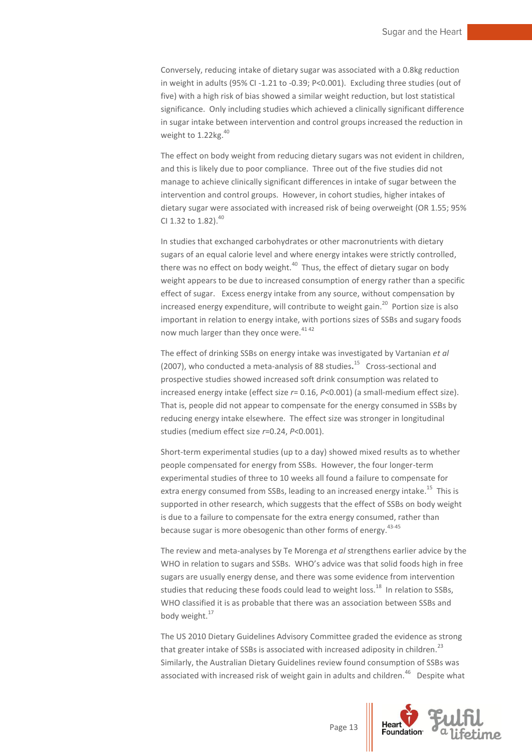Conversely, reducing intake of dietary sugar was associated with a 0.8kg reduction in weight in adults (95% CI -1.21 to -0.39; P<0.001). Excluding three studies (out of five) with a high risk of bias showed a similar weight reduction, but lost statistical significance. Only including studies which achieved a clinically significant difference in sugar intake between intervention and control groups increased the reduction in weight to 1.22kg.[40]

The effect on body weight from reducing dietary sugars was not evident in children, and this is likely due to poor compliance. Three out of the five studies did not manage to achieve clinically significant differences in intake of sugar between the intervention and control groups. However, in cohort studies, higher intakes of dietary sugar were associated with increased risk of being overweight (OR 1.55; 95% CI 1.32 to 1.82).[40]

In studies that exchanged carbohydrates or other macronutrients with dietary sugars of an equal calorie level and where energy intakes were strictly controlled, there was no effect on body weight.[40] Thus, the effect of dietary sugar on body weight appears to be due to increased consumption of energy rather than a specific effect of sugar. Excess energy intake from any source, without compensation by increased energy expenditure, will contribute to weight gain.[20] Portion size is also important in relation to energy intake, with portions sizes of SSBs and sugary foods now much larger than they once were.[41 42]

The effect of drinking SSBs on energy intake was investigated by Vartanian *et al* (2007), who conducted a meta-analysis of 88 studies**.**[15] Cross-sectional and prospective studies showed increased soft drink consumption was related to increased energy intake (effect size $r = 0.16$, $P<0.001$) (a small-medium effect size). That is, people did not appear to compensate for the energy consumed in SSBs by reducing energy intake elsewhere. The effect size was stronger in longitudinal studies (medium effect size $r=0.24$, $P<0.001$).

Short-term experimental studies (up to a day) showed mixed results as to whether people compensated for energy from SSBs. However, the four longer-term experimental studies of three to 10 weeks all found a failure to compensate for extra energy consumed from SSBs, leading to an increased energy intake.[15] This is supported in other research, which suggests that the effect of SSBs on body weight is due to a failure to compensate for the extra energy consumed, rather than because sugar is more obesogenic than other forms of energy.[43-45]

The review and meta-analyses by Te Morenga *et al* strengthens earlier advice by the WHO in relation to sugars and SSBs. WHO's advice was that solid foods high in free sugars are usually energy dense, and there was some evidence from intervention studies that reducing these foods could lead to weight loss.[18] In relation to SSBs, WHO classified it is as probable that there was an association between SSBs and body weight.[17]

The US 2010 Dietary Guidelines Advisory Committee graded the evidence as strong that greater intake of SSBs is associated with increased adiposity in children.[23] Similarly, the Australian Dietary Guidelines review found consumption of SSBs was associated with increased risk of weight gain in adults and children.[46] Despite what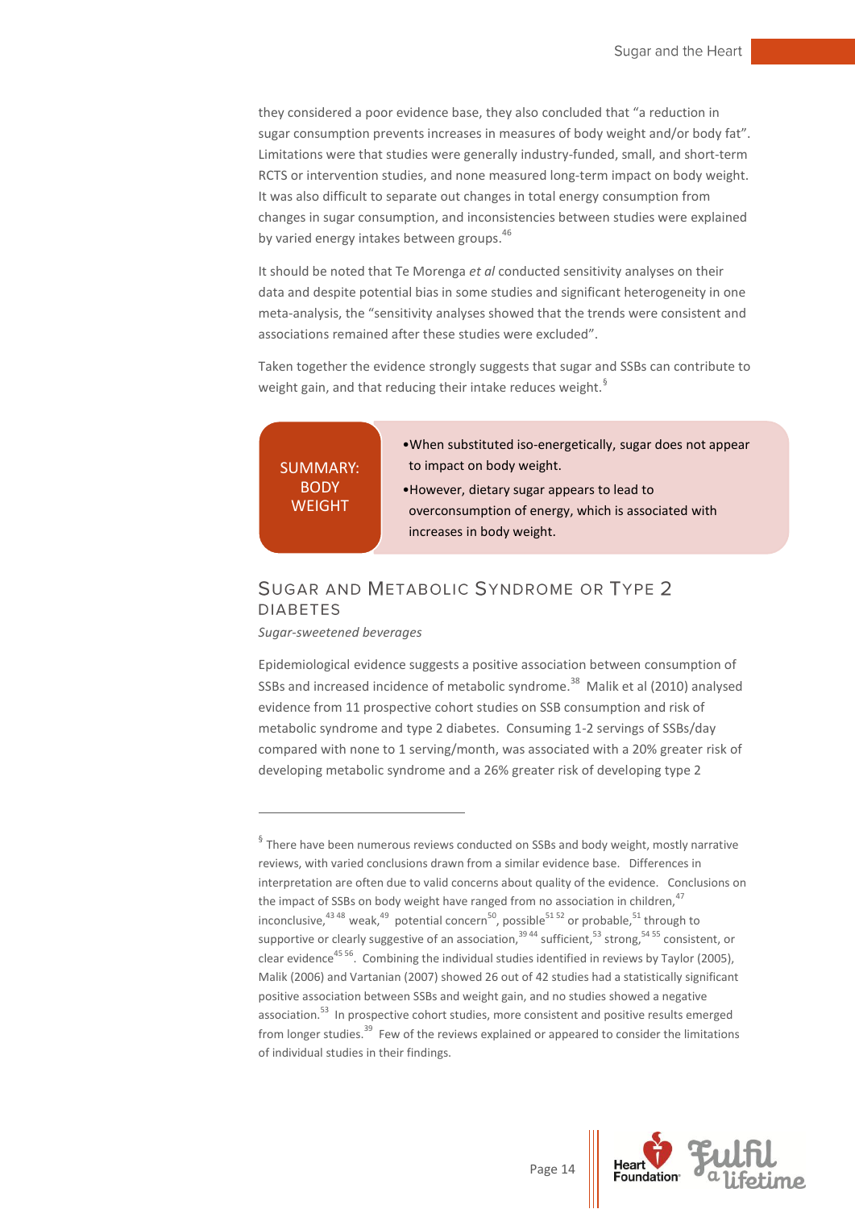they considered a poor evidence base, they also concluded that "a reduction in sugar consumption prevents increases in measures of body weight and/or body fat". Limitations were that studies were generally industry-funded, small, and short-term RCTS or intervention studies, and none measured long-term impact on body weight. It was also difficult to separate out changes in total energy consumption from changes in sugar consumption, and inconsistencies between studies were explained by varied energy intakes between groups.[46]

It should be noted that Te Morenga *et al* conducted sensitivity analyses on their data and despite potential bias in some studies and significant heterogeneity in one meta-analysis, the "sensitivity analyses showed that the trends were consistent and associations remained after these studies were excluded".

Taken together the evidence strongly suggests that sugar and SSBs can contribute to weight gain, and that reducing their intake reduces weight.[§]

**SUMMARY: BODY WEIGHT**

- When substituted iso-energetically, sugar does not appear to impact on body weight.
- However, dietary sugar appears to lead to overconsumption of energy, which is associated with increases in body weight.

## Sugar and Metabolic Syndrome or Type 2 Diabetes

*Sugar-sweetened beverages*

Epidemiological evidence suggests a positive association between consumption of SSBs and increased incidence of metabolic syndrome.[38] Malik et al (2010) analysed evidence from 11 prospective cohort studies on SSB consumption and risk of metabolic syndrome and type 2 diabetes. Consuming 1-2 servings of SSBs/day compared with none to 1 serving/month, was associated with a 20% greater risk of developing metabolic syndrome and a 26% greater risk of developing type 2

---

[§] There have been numerous reviews conducted on SSBs and body weight, mostly narrative reviews, with varied conclusions drawn from a similar evidence base. Differences in interpretation are often due to valid concerns about quality of the evidence. Conclusions on the impact of SSBs on body weight have ranged from no association in children,[47] inconclusive,[43 48] weak,[49] potential concern[50], possible[51 52] or probable,[51] through to supportive or clearly suggestive of an association,[39 44] sufficient,[53] strong,[54 55] consistent, or clear evidence[45 56]. Combining the individual studies identified in reviews by Taylor (2005), Malik (2006) and Vartanian (2007) showed 26 out of 42 studies had a statistically significant positive association between SSBs and weight gain, and no studies showed a negative association.[53] In prospective cohort studies, more consistent and positive results emerged from longer studies.[39] Few of the reviews explained or appeared to consider the limitations of individual studies in their findings.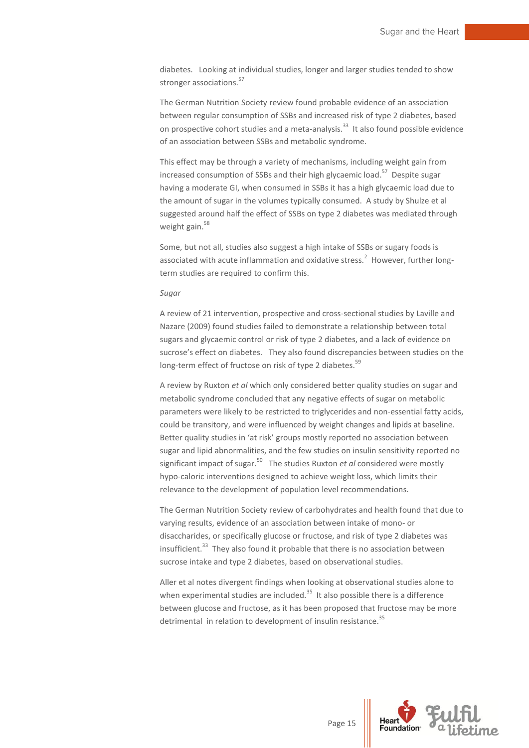diabetes. Looking at individual studies, longer and larger studies tended to show stronger associations.[57]

The German Nutrition Society review found probable evidence of an association between regular consumption of SSBs and increased risk of type 2 diabetes, based on prospective cohort studies and a meta-analysis.[33] It also found possible evidence of an association between SSBs and metabolic syndrome.

This effect may be through a variety of mechanisms, including weight gain from increased consumption of SSBs and their high glycaemic load.[57] Despite sugar having a moderate GI, when consumed in SSBs it has a high glycaemic load due to the amount of sugar in the volumes typically consumed. A study by Shulze et al suggested around half the effect of SSBs on type 2 diabetes was mediated through weight gain.[58]

Some, but not all, studies also suggest a high intake of SSBs or sugary foods is associated with acute inflammation and oxidative stress.[2] However, further long-term studies are required to confirm this.

*Sugar*

A review of 21 intervention, prospective and cross-sectional studies by Laville and Nazare (2009) found studies failed to demonstrate a relationship between total sugars and glycaemic control or risk of type 2 diabetes, and a lack of evidence on sucrose's effect on diabetes. They also found discrepancies between studies on the long-term effect of fructose on risk of type 2 diabetes.[59]

A review by Ruxton *et al* which only considered better quality studies on sugar and metabolic syndrome concluded that any negative effects of sugar on metabolic parameters were likely to be restricted to triglycerides and non-essential fatty acids, could be transitory, and were influenced by weight changes and lipids at baseline. Better quality studies in 'at risk' groups mostly reported no association between sugar and lipid abnormalities, and the few studies on insulin sensitivity reported no significant impact of sugar.[50] The studies Ruxton *et al* considered were mostly hypo-caloric interventions designed to achieve weight loss, which limits their relevance to the development of population level recommendations.

The German Nutrition Society review of carbohydrates and health found that due to varying results, evidence of an association between intake of mono- or disaccharides, or specifically glucose or fructose, and risk of type 2 diabetes was insufficient.[33] They also found it probable that there is no association between sucrose intake and type 2 diabetes, based on observational studies.

Aller et al notes divergent findings when looking at observational studies alone to when experimental studies are included.[35] It also possible there is a difference between glucose and fructose, as it has been proposed that fructose may be more detrimental in relation to development of insulin resistance.[35]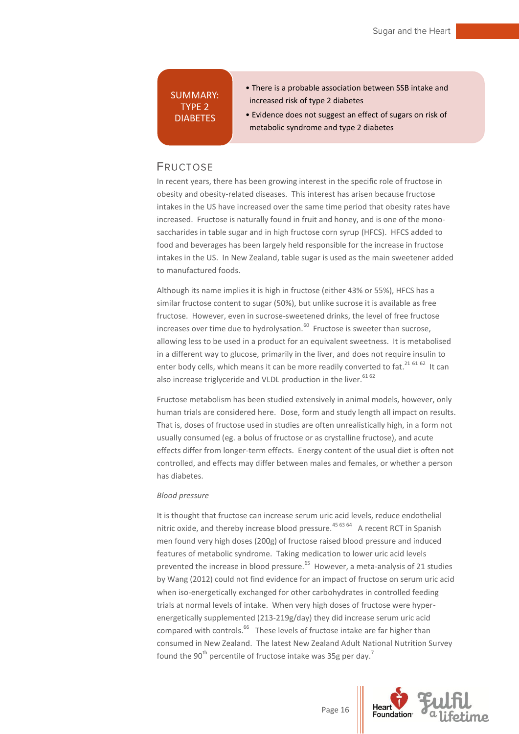**SUMMARY: TYPE 2 DIABETES**

- There is a probable association between SSB intake and increased risk of type 2 diabetes
- Evidence does not suggest an effect of sugars on risk of metabolic syndrome and type 2 diabetes

## Fructose

In recent years, there has been growing interest in the specific role of fructose in obesity and obesity-related diseases. This interest has arisen because fructose intakes in the US have increased over the same time period that obesity rates have increased. Fructose is naturally found in fruit and honey, and is one of the monosaccharides in table sugar and in high fructose corn syrup (HFCS). HFCS added to food and beverages has been largely held responsible for the increase in fructose intakes in the US. In New Zealand, table sugar is used as the main sweetener added to manufactured foods.

Although its name implies it is high in fructose (either 43% or 55%), HFCS has a similar fructose content to sugar (50%), but unlike sucrose it is available as free fructose. However, even in sucrose-sweetened drinks, the level of free fructose increases over time due to hydrolysation.[60] Fructose is sweeter than sucrose, allowing less to be used in a product for an equivalent sweetness. It is metabolised in a different way to glucose, primarily in the liver, and does not require insulin to enter body cells, which means it can be more readily converted to fat.[21 61 62] It can also increase triglyceride and VLDL production in the liver.[61 62]

Fructose metabolism has been studied extensively in animal models, however, only human trials are considered here. Dose, form and study length all impact on results. That is, doses of fructose used in studies are often unrealistically high, in a form not usually consumed (eg. a bolus of fructose or as crystalline fructose), and acute effects differ from longer-term effects. Energy content of the usual diet is often not controlled, and effects may differ between males and females, or whether a person has diabetes.

*Blood pressure*

It is thought that fructose can increase serum uric acid levels, reduce endothelial nitric oxide, and thereby increase blood pressure.[45 63 64] A recent RCT in Spanish men found very high doses (200g) of fructose raised blood pressure and induced features of metabolic syndrome. Taking medication to lower uric acid levels prevented the increase in blood pressure.[65] However, a meta-analysis of 21 studies by Wang (2012) could not find evidence for an impact of fructose on serum uric acid when iso-energetically exchanged for other carbohydrates in controlled feeding trials at normal levels of intake. When very high doses of fructose were hyper-energetically supplemented (213-219g/day) they did increase serum uric acid compared with controls.[66] These levels of fructose intake are far higher than consumed in New Zealand. The latest New Zealand Adult National Nutrition Survey found the 90th percentile of fructose intake was 35g per day.[7]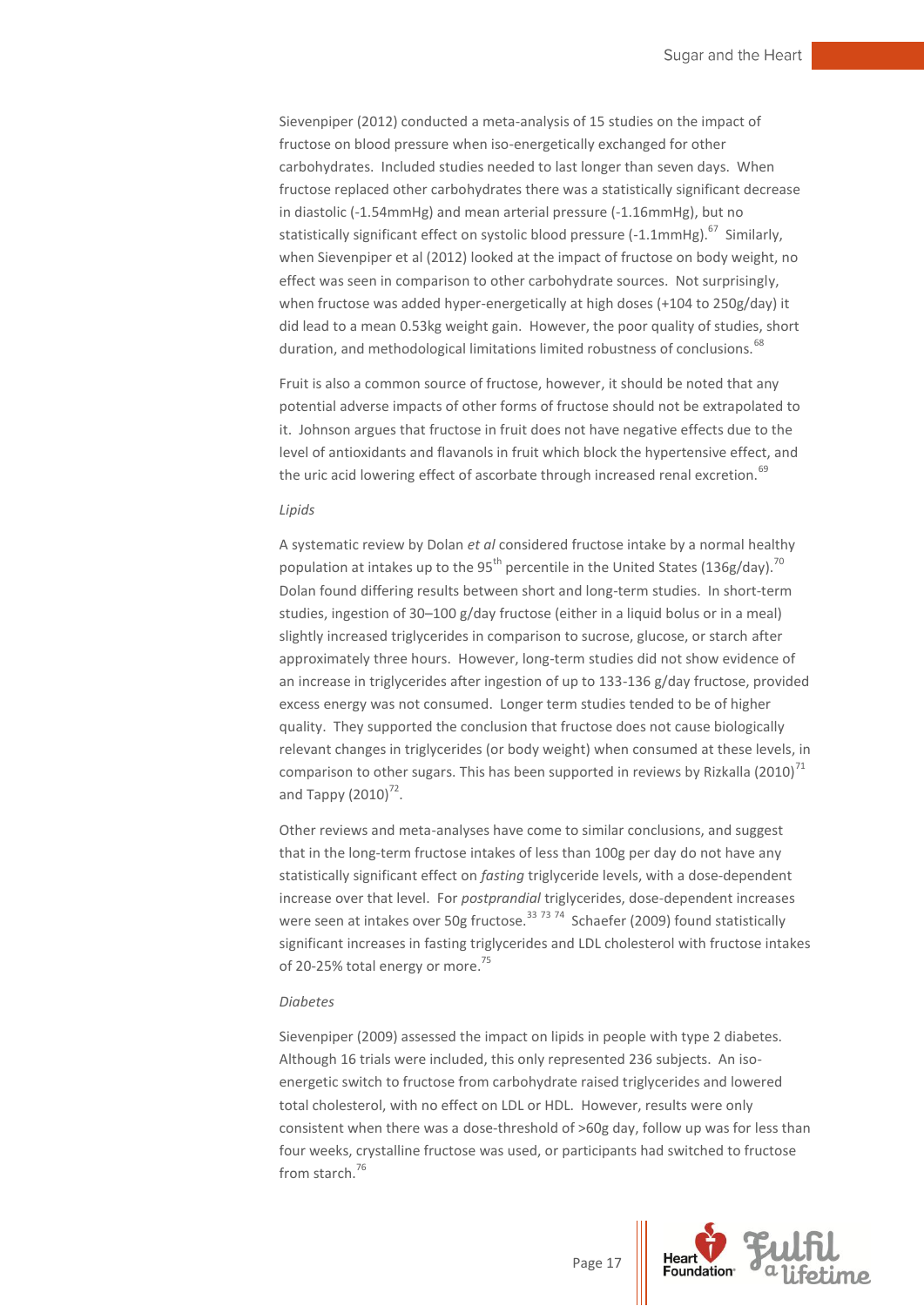Sievenpiper (2012) conducted a meta-analysis of 15 studies on the impact of fructose on blood pressure when iso-energetically exchanged for other carbohydrates. Included studies needed to last longer than seven days. When fructose replaced other carbohydrates there was a statistically significant decrease in diastolic (-1.54mmHg) and mean arterial pressure (-1.16mmHg), but no statistically significant effect on systolic blood pressure (-1.1mmHg).[67] Similarly, when Sievenpiper et al (2012) looked at the impact of fructose on body weight, no effect was seen in comparison to other carbohydrate sources. Not surprisingly, when fructose was added hyper-energetically at high doses (+104 to 250g/day) it did lead to a mean 0.53kg weight gain. However, the poor quality of studies, short duration, and methodological limitations limited robustness of conclusions.[68]

Fruit is also a common source of fructose, however, it should be noted that any potential adverse impacts of other forms of fructose should not be extrapolated to it. Johnson argues that fructose in fruit does not have negative effects due to the level of antioxidants and flavanols in fruit which block the hypertensive effect, and the uric acid lowering effect of ascorbate through increased renal excretion.[69]

*Lipids*

A systematic review by Dolan *et al* considered fructose intake by a normal healthy population at intakes up to the 95th percentile in the United States (136g/day).[70] Dolan found differing results between short and long-term studies. In short-term studies, ingestion of 30–100 g/day fructose (either in a liquid bolus or in a meal) slightly increased triglycerides in comparison to sucrose, glucose, or starch after approximately three hours. However, long-term studies did not show evidence of an increase in triglycerides after ingestion of up to 133-136 g/day fructose, provided excess energy was not consumed. Longer term studies tended to be of higher quality. They supported the conclusion that fructose does not cause biologically relevant changes in triglycerides (or body weight) when consumed at these levels, in comparison to other sugars. This has been supported in reviews by Rizkalla (2010)[71] and Tappy (2010)[72].

Other reviews and meta-analyses have come to similar conclusions, and suggest that in the long-term fructose intakes of less than 100g per day do not have any statistically significant effect on *fasting* triglyceride levels, with a dose-dependent increase over that level. For *postprandial* triglycerides, dose-dependent increases were seen at intakes over 50g fructose.[33, 73, 74] Schaefer (2009) found statistically significant increases in fasting triglycerides and LDL cholesterol with fructose intakes of 20-25% total energy or more.[75]

*Diabetes*

Sievenpiper (2009) assessed the impact on lipids in people with type 2 diabetes. Although 16 trials were included, this only represented 236 subjects. An iso-energetic switch to fructose from carbohydrate raised triglycerides and lowered total cholesterol, with no effect on LDL or HDL. However, results were only consistent when there was a dose-threshold of >60g day, follow up was for less than four weeks, crystalline fructose was used, or participants had switched to fructose from starch.[76]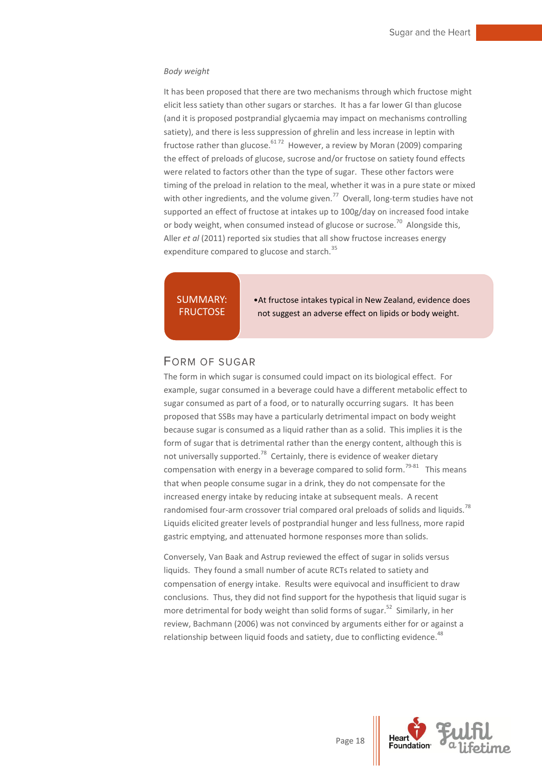*Body weight*

It has been proposed that there are two mechanisms through which fructose might elicit less satiety than other sugars or starches. It has a far lower GI than glucose (and it is proposed postprandial glycaemia may impact on mechanisms controlling satiety), and there is less suppression of ghrelin and less increase in leptin with fructose rather than glucose.[61 72] However, a review by Moran (2009) comparing the effect of preloads of glucose, sucrose and/or fructose on satiety found effects were related to factors other than the type of sugar. These other factors were timing of the preload in relation to the meal, whether it was in a pure state or mixed with other ingredients, and the volume given.[77] Overall, long-term studies have not supported an effect of fructose at intakes up to 100g/day on increased food intake or body weight, when consumed instead of glucose or sucrose.[70] Alongside this, Aller *et al* (2011) reported six studies that all show fructose increases energy expenditure compared to glucose and starch.[35]

| SUMMARY: FRUCTOSE | • At fructose intakes typical in New Zealand, evidence does not suggest an adverse effect on lipids or body weight. |
| --- | --- |

## Form of Sugar

The form in which sugar is consumed could impact on its biological effect. For example, sugar consumed in a beverage could have a different metabolic effect to sugar consumed as part of a food, or to naturally occurring sugars. It has been proposed that SSBs may have a particularly detrimental impact on body weight because sugar is consumed as a liquid rather than as a solid. This implies it is the form of sugar that is detrimental rather than the energy content, although this is not universally supported.[78] Certainly, there is evidence of weaker dietary compensation with energy in a beverage compared to solid form.[79-81] This means that when people consume sugar in a drink, they do not compensate for the increased energy intake by reducing intake at subsequent meals. A recent randomised four-arm crossover trial compared oral preloads of solids and liquids.[78] Liquids elicited greater levels of postprandial hunger and less fullness, more rapid gastric emptying, and attenuated hormone responses more than solids.

Conversely, Van Baak and Astrup reviewed the effect of sugar in solids versus liquids. They found a small number of acute RCTs related to satiety and compensation of energy intake. Results were equivocal and insufficient to draw conclusions. Thus, they did not find support for the hypothesis that liquid sugar is more detrimental for body weight than solid forms of sugar.[52] Similarly, in her review, Bachmann (2006) was not convinced by arguments either for or against a relationship between liquid foods and satiety, due to conflicting evidence.[48]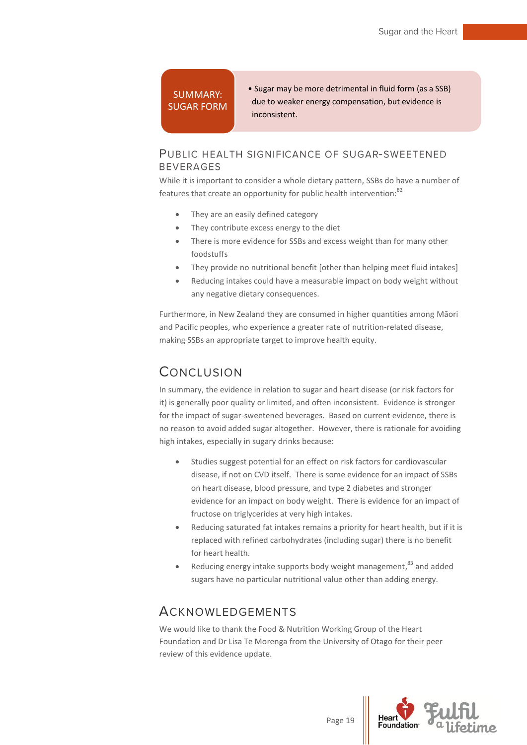**SUMMARY: SUGAR FORM**

- Sugar may be more detrimental in fluid form (as a SSB) due to weaker energy compensation, but evidence is inconsistent.

## Public Health Significance of Sugar-Sweetened Beverages

While it is important to consider a whole dietary pattern, SSBs do have a number of features that create an opportunity for public health intervention:[82]

- They are an easily defined category
- They contribute excess energy to the diet
- There is more evidence for SSBs and excess weight than for many other foodstuffs
- They provide no nutritional benefit [other than helping meet fluid intakes]
- Reducing intakes could have a measurable impact on body weight without any negative dietary consequences.

Furthermore, in New Zealand they are consumed in higher quantities among Māori and Pacific peoples, who experience a greater rate of nutrition-related disease, making SSBs an appropriate target to improve health equity.

## Conclusion

In summary, the evidence in relation to sugar and heart disease (or risk factors for it) is generally poor quality or limited, and often inconsistent. Evidence is stronger for the impact of sugar-sweetened beverages. Based on current evidence, there is no reason to avoid added sugar altogether. However, there is rationale for avoiding high intakes, especially in sugary drinks because:

- Studies suggest potential for an effect on risk factors for cardiovascular disease, if not on CVD itself. There is some evidence for an impact of SSBs on heart disease, blood pressure, and type 2 diabetes and stronger evidence for an impact on body weight. There is evidence for an impact of fructose on triglycerides at very high intakes.
- Reducing saturated fat intakes remains a priority for heart health, but if it is replaced with refined carbohydrates (including sugar) there is no benefit for heart health.
- Reducing energy intake supports body weight management,[83] and added sugars have no particular nutritional value other than adding energy.

## Acknowledgements

We would like to thank the Food & Nutrition Working Group of the Heart Foundation and Dr Lisa Te Morenga from the University of Otago for their peer review of this evidence update.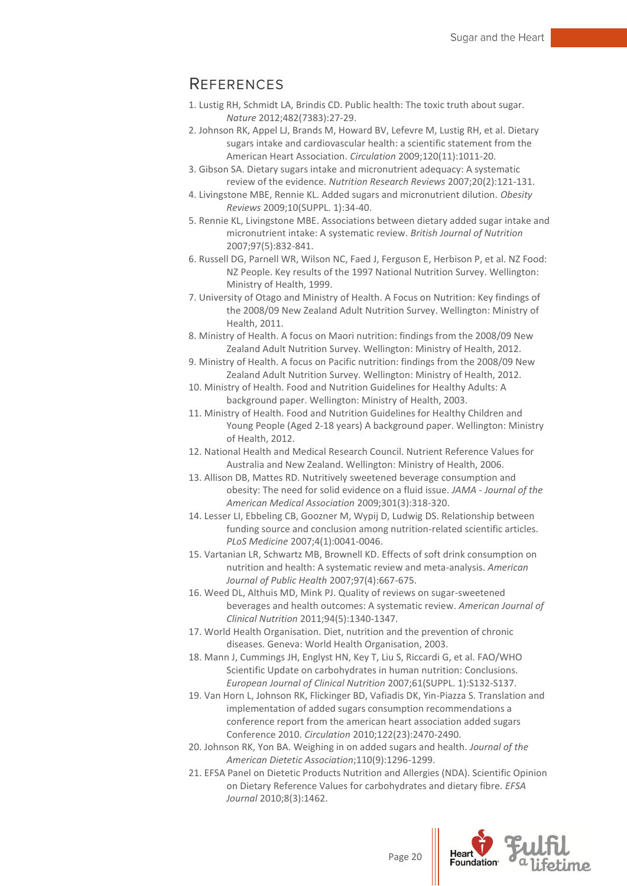# References

1. Lustig RH, Schmidt LA, Brindis CD. Public health: The toxic truth about sugar. *Nature* 2012;482(7383):27-29.
2. Johnson RK, Appel LJ, Brands M, Howard BV, Lefevre M, Lustig RH, et al. Dietary sugars intake and cardiovascular health: a scientific statement from the American Heart Association. *Circulation* 2009;120(11):1011-20.
3. Gibson SA. Dietary sugars intake and micronutrient adequacy: A systematic review of the evidence. *Nutrition Research Reviews* 2007;20(2):121-131.
4. Livingstone MBE, Rennie KL. Added sugars and micronutrient dilution. *Obesity Reviews* 2009;10(SUPPL. 1):34-40.
5. Rennie KL, Livingstone MBE. Associations between dietary added sugar intake and micronutrient intake: A systematic review. *British Journal of Nutrition* 2007;97(5):832-841.
6. Russell DG, Parnell WR, Wilson NC, Faed J, Ferguson E, Herbison P, et al. NZ Food: NZ People. Key results of the 1997 National Nutrition Survey. Wellington: Ministry of Health, 1999.
7. University of Otago and Ministry of Health. A Focus on Nutrition: Key findings of the 2008/09 New Zealand Adult Nutrition Survey. Wellington: Ministry of Health, 2011.
8. Ministry of Health. A focus on Maori nutrition: findings from the 2008/09 New Zealand Adult Nutrition Survey. Wellington: Ministry of Health, 2012.
9. Ministry of Health. A focus on Pacific nutrition: findings from the 2008/09 New Zealand Adult Nutrition Survey. Wellington: Ministry of Health, 2012.
10. Ministry of Health. Food and Nutrition Guidelines for Healthy Adults: A background paper. Wellington: Ministry of Health, 2003.
11. Ministry of Health. Food and Nutrition Guidelines for Healthy Children and Young People (Aged 2-18 years) A background paper. Wellington: Ministry of Health, 2012.
12. National Health and Medical Research Council. Nutrient Reference Values for Australia and New Zealand. Wellington: Ministry of Health, 2006.
13. Allison DB, Mattes RD. Nutritively sweetened beverage consumption and obesity: The need for solid evidence on a fluid issue. *JAMA - Journal of the American Medical Association* 2009;301(3):318-320.
14. Lesser LI, Ebbeling CB, Goozner M, Wypij D, Ludwig DS. Relationship between funding source and conclusion among nutrition-related scientific articles. *PLoS Medicine* 2007;4(1):0041-0046.
15. Vartanian LR, Schwartz MB, Brownell KD. Effects of soft drink consumption on nutrition and health: A systematic review and meta-analysis. *American Journal of Public Health* 2007;97(4):667-675.
16. Weed DL, Althuis MD, Mink PJ. Quality of reviews on sugar-sweetened beverages and health outcomes: A systematic review. *American Journal of Clinical Nutrition* 2011;94(5):1340-1347.
17. World Health Organisation. Diet, nutrition and the prevention of chronic diseases. Geneva: World Health Organisation, 2003.
18. Mann J, Cummings JH, Englyst HN, Key T, Liu S, Riccardi G, et al. FAO/WHO Scientific Update on carbohydrates in human nutrition: Conclusions. *European Journal of Clinical Nutrition* 2007;61(SUPPL. 1):S132-S137.
19. Van Horn L, Johnson RK, Flickinger BD, Vafiadis DK, Yin-Piazza S. Translation and implementation of added sugars consumption recommendations a conference report from the american heart association added sugars Conference 2010. *Circulation* 2010;122(23):2470-2490.
20. Johnson RK, Yon BA. Weighing in on added sugars and health. *Journal of the American Dietetic Association*;110(9):1296-1299.
21. EFSA Panel on Dietetic Products Nutrition and Allergies (NDA). Scientific Opinion on Dietary Reference Values for carbohydrates and dietary fibre. *EFSA Journal* 2010;8(3):1462.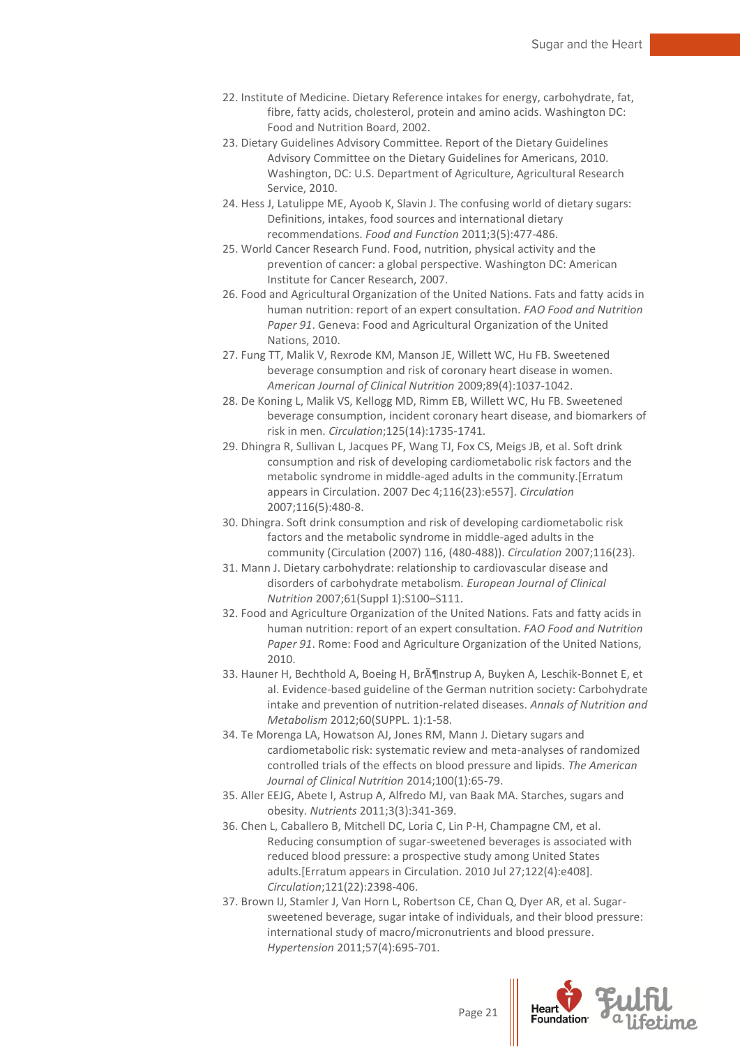22. Institute of Medicine. Dietary Reference intakes for energy, carbohydrate, fat, fibre, fatty acids, cholesterol, protein and amino acids. Washington DC: Food and Nutrition Board, 2002.
23. Dietary Guidelines Advisory Committee. Report of the Dietary Guidelines Advisory Committee on the Dietary Guidelines for Americans, 2010. Washington, DC: U.S. Department of Agriculture, Agricultural Research Service, 2010.
24. Hess J, Latulippe ME, Ayoob K, Slavin J. The confusing world of dietary sugars: Definitions, intakes, food sources and international dietary recommendations. *Food and Function* 2011;3(5):477-486.
25. World Cancer Research Fund. Food, nutrition, physical activity and the prevention of cancer: a global perspective. Washington DC: American Institute for Cancer Research, 2007.
26. Food and Agricultural Organization of the United Nations. Fats and fatty acids in human nutrition: report of an expert consultation. *FAO Food and Nutrition Paper 91*. Geneva: Food and Agricultural Organization of the United Nations, 2010.
27. Fung TT, Malik V, Rexrode KM, Manson JE, Willett WC, Hu FB. Sweetened beverage consumption and risk of coronary heart disease in women. *American Journal of Clinical Nutrition* 2009;89(4):1037-1042.
28. De Koning L, Malik VS, Kellogg MD, Rimm EB, Willett WC, Hu FB. Sweetened beverage consumption, incident coronary heart disease, and biomarkers of risk in men. *Circulation*;125(14):1735-1741.
29. Dhingra R, Sullivan L, Jacques PF, Wang TJ, Fox CS, Meigs JB, et al. Soft drink consumption and risk of developing cardiometabolic risk factors and the metabolic syndrome in middle-aged adults in the community.[Erratum appears in Circulation. 2007 Dec 4;116(23):e557]. *Circulation* 2007;116(5):480-8.
30. Dhingra. Soft drink consumption and risk of developing cardiometabolic risk factors and the metabolic syndrome in middle-aged adults in the community (Circulation (2007) 116, (480-488)). *Circulation* 2007;116(23).
31. Mann J. Dietary carbohydrate: relationship to cardiovascular disease and disorders of carbohydrate metabolism. *European Journal of Clinical Nutrition* 2007;61(Suppl 1):S100–S111.
32. Food and Agriculture Organization of the United Nations. Fats and fatty acids in human nutrition: report of an expert consultation. *FAO Food and Nutrition Paper 91*. Rome: Food and Agriculture Organization of the United Nations, 2010.
33. Hauner H, Bechthold A, Boeing H, BrÃ¶nstrup A, Buyken A, Leschik-Bonnet E, et al. Evidence-based guideline of the German nutrition society: Carbohydrate intake and prevention of nutrition-related diseases. *Annals of Nutrition and Metabolism* 2012;60(SUPPL. 1):1-58.
34. Te Morenga LA, Howatson AJ, Jones RM, Mann J. Dietary sugars and cardiometabolic risk: systematic review and meta-analyses of randomized controlled trials of the effects on blood pressure and lipids. *The American Journal of Clinical Nutrition* 2014;100(1):65-79.
35. Aller EEJG, Abete I, Astrup A, Alfredo MJ, van Baak MA. Starches, sugars and obesity. *Nutrients* 2011;3(3):341-369.
36. Chen L, Caballero B, Mitchell DC, Loria C, Lin P-H, Champagne CM, et al. Reducing consumption of sugar-sweetened beverages is associated with reduced blood pressure: a prospective study among United States adults.[Erratum appears in Circulation. 2010 Jul 27;122(4):e408]. *Circulation*;121(22):2398-406.
37. Brown IJ, Stamler J, Van Horn L, Robertson CE, Chan Q, Dyer AR, et al. Sugar-sweetened beverage, sugar intake of individuals, and their blood pressure: international study of macro/micronutrients and blood pressure. *Hypertension* 2011;57(4):695-701.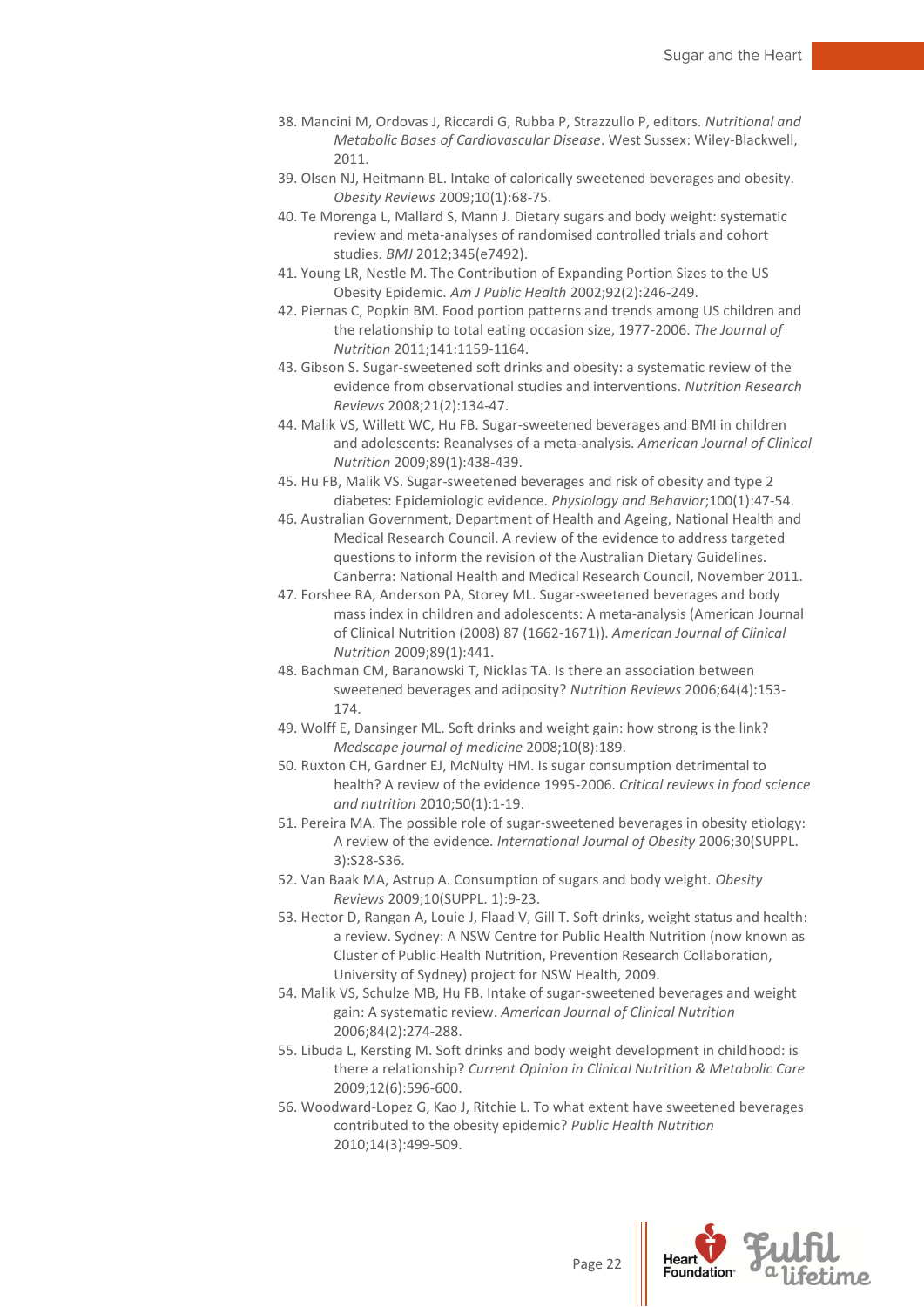38. Mancini M, Ordovas J, Riccardi G, Rubba P, Strazzullo P, editors. *Nutritional and Metabolic Bases of Cardiovascular Disease*. West Sussex: Wiley-Blackwell, 2011.
39. Olsen NJ, Heitmann BL. Intake of calorically sweetened beverages and obesity. *Obesity Reviews* 2009;10(1):68-75.
40. Te Morenga L, Mallard S, Mann J. Dietary sugars and body weight: systematic review and meta-analyses of randomised controlled trials and cohort studies. *BMJ* 2012;345(e7492).
41. Young LR, Nestle M. The Contribution of Expanding Portion Sizes to the US Obesity Epidemic. *Am J Public Health* 2002;92(2):246-249.
42. Piernas C, Popkin BM. Food portion patterns and trends among US children and the relationship to total eating occasion size, 1977-2006. *The Journal of Nutrition* 2011;141:1159-1164.
43. Gibson S. Sugar-sweetened soft drinks and obesity: a systematic review of the evidence from observational studies and interventions. *Nutrition Research Reviews* 2008;21(2):134-47.
44. Malik VS, Willett WC, Hu FB. Sugar-sweetened beverages and BMI in children and adolescents: Reanalyses of a meta-analysis. *American Journal of Clinical Nutrition* 2009;89(1):438-439.
45. Hu FB, Malik VS. Sugar-sweetened beverages and risk of obesity and type 2 diabetes: Epidemiologic evidence. *Physiology and Behavior*;100(1):47-54.
46. Australian Government, Department of Health and Ageing, National Health and Medical Research Council. A review of the evidence to address targeted questions to inform the revision of the Australian Dietary Guidelines. Canberra: National Health and Medical Research Council, November 2011.
47. Forshee RA, Anderson PA, Storey ML. Sugar-sweetened beverages and body mass index in children and adolescents: A meta-analysis (American Journal of Clinical Nutrition (2008) 87 (1662-1671)). *American Journal of Clinical Nutrition* 2009;89(1):441.
48. Bachman CM, Baranowski T, Nicklas TA. Is there an association between sweetened beverages and adiposity? *Nutrition Reviews* 2006;64(4):153-174.
49. Wolff E, Dansinger ML. Soft drinks and weight gain: how strong is the link? *Medscape journal of medicine* 2008;10(8):189.
50. Ruxton CH, Gardner EJ, McNulty HM. Is sugar consumption detrimental to health? A review of the evidence 1995-2006. *Critical reviews in food science and nutrition* 2010;50(1):1-19.
51. Pereira MA. The possible role of sugar-sweetened beverages in obesity etiology: A review of the evidence. *International Journal of Obesity* 2006;30(SUPPL. 3):S28-S36.
52. Van Baak MA, Astrup A. Consumption of sugars and body weight. *Obesity Reviews* 2009;10(SUPPL. 1):9-23.
53. Hector D, Rangan A, Louie J, Flaad V, Gill T. Soft drinks, weight status and health: a review. Sydney: A NSW Centre for Public Health Nutrition (now known as Cluster of Public Health Nutrition, Prevention Research Collaboration, University of Sydney) project for NSW Health, 2009.
54. Malik VS, Schulze MB, Hu FB. Intake of sugar-sweetened beverages and weight gain: A systematic review. *American Journal of Clinical Nutrition* 2006;84(2):274-288.
55. Libuda L, Kersting M. Soft drinks and body weight development in childhood: is there a relationship? *Current Opinion in Clinical Nutrition & Metabolic Care* 2009;12(6):596-600.
56. Woodward-Lopez G, Kao J, Ritchie L. To what extent have sweetened beverages contributed to the obesity epidemic? *Public Health Nutrition* 2010;14(3):499-509.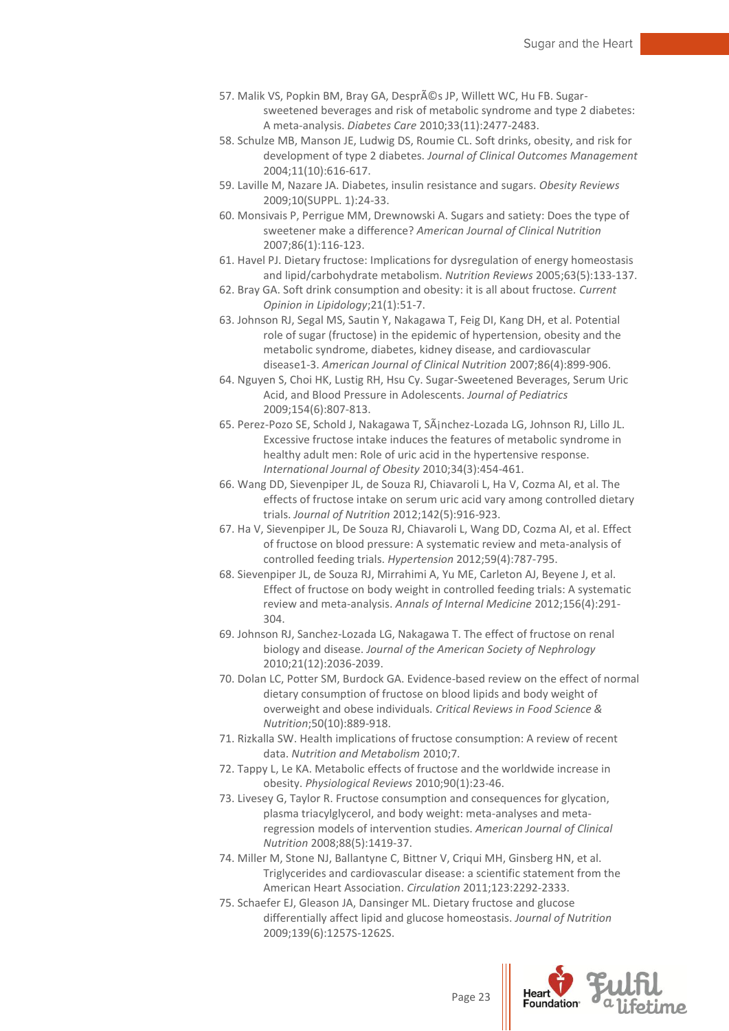57. Malik VS, Popkin BM, Bray GA, DesprÃ©s JP, Willett WC, Hu FB. Sugar-sweetened beverages and risk of metabolic syndrome and type 2 diabetes: A meta-analysis. *Diabetes Care* 2010;33(11):2477-2483.
58. Schulze MB, Manson JE, Ludwig DS, Roumie CL. Soft drinks, obesity, and risk for development of type 2 diabetes. *Journal of Clinical Outcomes Management* 2004;11(10):616-617.
59. Laville M, Nazare JA. Diabetes, insulin resistance and sugars. *Obesity Reviews* 2009;10(SUPPL. 1):24-33.
60. Monsivais P, Perrigue MM, Drewnowski A. Sugars and satiety: Does the type of sweetener make a difference? *American Journal of Clinical Nutrition* 2007;86(1):116-123.
61. Havel PJ. Dietary fructose: Implications for dysregulation of energy homeostasis and lipid/carbohydrate metabolism. *Nutrition Reviews* 2005;63(5):133-137.
62. Bray GA. Soft drink consumption and obesity: it is all about fructose. *Current Opinion in Lipidology*;21(1):51-7.
63. Johnson RJ, Segal MS, Sautin Y, Nakagawa T, Feig DI, Kang DH, et al. Potential role of sugar (fructose) in the epidemic of hypertension, obesity and the metabolic syndrome, diabetes, kidney disease, and cardiovascular disease1-3. *American Journal of Clinical Nutrition* 2007;86(4):899-906.
64. Nguyen S, Choi HK, Lustig RH, Hsu Cy. Sugar-Sweetened Beverages, Serum Uric Acid, and Blood Pressure in Adolescents. *Journal of Pediatrics* 2009;154(6):807-813.
65. Perez-Pozo SE, Schold J, Nakagawa T, SÃ¡nchez-Lozada LG, Johnson RJ, Lillo JL. Excessive fructose intake induces the features of metabolic syndrome in healthy adult men: Role of uric acid in the hypertensive response. *International Journal of Obesity* 2010;34(3):454-461.
66. Wang DD, Sievenpiper JL, de Souza RJ, Chiavaroli L, Ha V, Cozma AI, et al. The effects of fructose intake on serum uric acid vary among controlled dietary trials. *Journal of Nutrition* 2012;142(5):916-923.
67. Ha V, Sievenpiper JL, De Souza RJ, Chiavaroli L, Wang DD, Cozma AI, et al. Effect of fructose on blood pressure: A systematic review and meta-analysis of controlled feeding trials. *Hypertension* 2012;59(4):787-795.
68. Sievenpiper JL, de Souza RJ, Mirrahimi A, Yu ME, Carleton AJ, Beyene J, et al. Effect of fructose on body weight in controlled feeding trials: A systematic review and meta-analysis. *Annals of Internal Medicine* 2012;156(4):291-304.
69. Johnson RJ, Sanchez-Lozada LG, Nakagawa T. The effect of fructose on renal biology and disease. *Journal of the American Society of Nephrology* 2010;21(12):2036-2039.
70. Dolan LC, Potter SM, Burdock GA. Evidence-based review on the effect of normal dietary consumption of fructose on blood lipids and body weight of overweight and obese individuals. *Critical Reviews in Food Science & Nutrition*;50(10):889-918.
71. Rizkalla SW. Health implications of fructose consumption: A review of recent data. *Nutrition and Metabolism* 2010;7.
72. Tappy L, Le KA. Metabolic effects of fructose and the worldwide increase in obesity. *Physiological Reviews* 2010;90(1):23-46.
73. Livesey G, Taylor R. Fructose consumption and consequences for glycation, plasma triacylglycerol, and body weight: meta-analyses and meta-regression models of intervention studies. *American Journal of Clinical Nutrition* 2008;88(5):1419-37.
74. Miller M, Stone NJ, Ballantyne C, Bittner V, Criqui MH, Ginsberg HN, et al. Triglycerides and cardiovascular disease: a scientific statement from the American Heart Association. *Circulation* 2011;123:2292-2333.
75. Schaefer EJ, Gleason JA, Dansinger ML. Dietary fructose and glucose differentially affect lipid and glucose homeostasis. *Journal of Nutrition* 2009;139(6):1257S-1262S.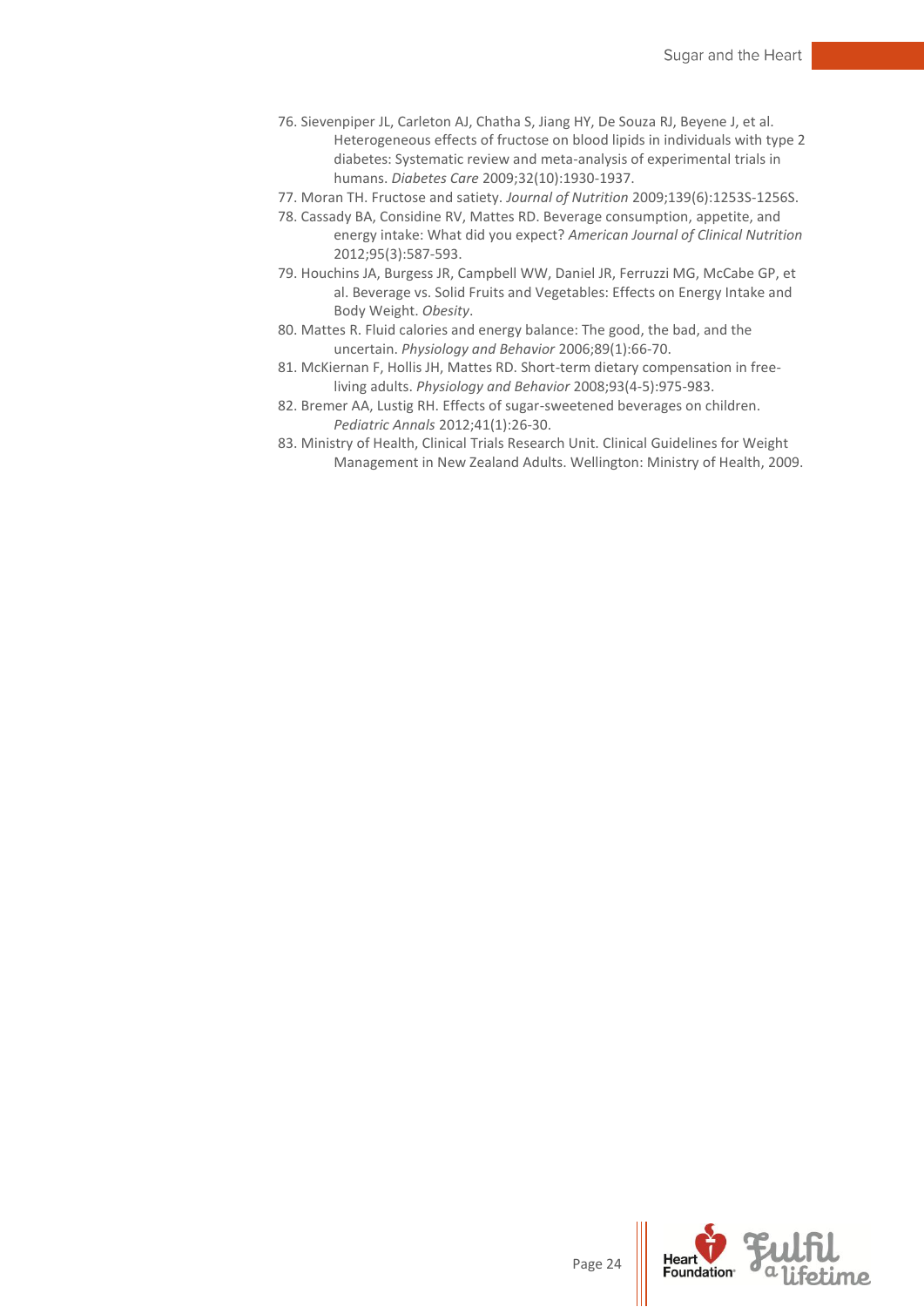76. Sievenpiper JL, Carleton AJ, Chatha S, Jiang HY, De Souza RJ, Beyene J, et al. Heterogeneous effects of fructose on blood lipids in individuals with type 2 diabetes: Systematic review and meta-analysis of experimental trials in humans. *Diabetes Care* 2009;32(10):1930-1937.
77. Moran TH. Fructose and satiety. *Journal of Nutrition* 2009;139(6):1253S-1256S.
78. Cassady BA, Considine RV, Mattes RD. Beverage consumption, appetite, and energy intake: What did you expect? *American Journal of Clinical Nutrition* 2012;95(3):587-593.
79. Houchins JA, Burgess JR, Campbell WW, Daniel JR, Ferruzzi MG, McCabe GP, et al. Beverage vs. Solid Fruits and Vegetables: Effects on Energy Intake and Body Weight. *Obesity*.
80. Mattes R. Fluid calories and energy balance: The good, the bad, and the uncertain. *Physiology and Behavior* 2006;89(1):66-70.
81. McKiernan F, Hollis JH, Mattes RD. Short-term dietary compensation in free-living adults. *Physiology and Behavior* 2008;93(4-5):975-983.
82. Bremer AA, Lustig RH. Effects of sugar-sweetened beverages on children. *Pediatric Annals* 2012;41(1):26-30.
83. Ministry of Health, Clinical Trials Research Unit. Clinical Guidelines for Weight Management in New Zealand Adults. Wellington: Ministry of Health, 2009.